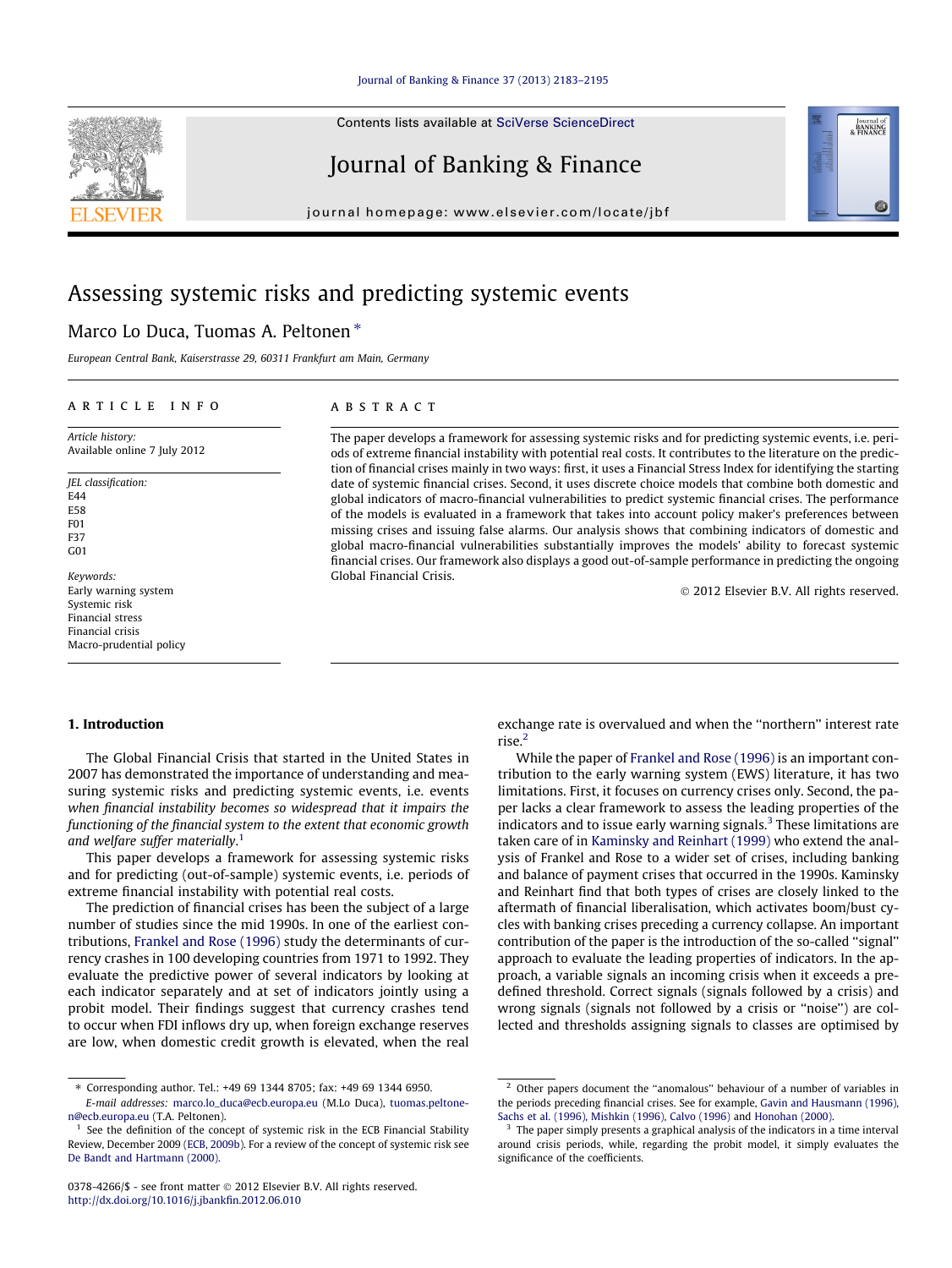# Assessing systemic risks and predicting systemic events

Marco Lo Duca, Tuomas A. Peltonen *

European Central Bank, Kaiserstrasse 29, 60311 Frankfurt am Main, Germany

## ARTICLE INFO

*Article history:*
Available online 7 July 2012

*JEL classification:*
E44
E58
F01
F37
G01

*Keywords:*
Early warning system
Systemic risk
Financial stress
Financial crisis
Macro-prudential policy

## ABSTRACT

The paper develops a framework for assessing systemic risks and for predicting systemic events, i.e. periods of extreme financial instability with potential real costs. It contributes to the literature on the prediction of financial crises mainly in two ways: first, it uses a Financial Stress Index for identifying the starting date of systemic financial crises. Second, it uses discrete choice models that combine both domestic and global indicators of macro-financial vulnerabilities to predict systemic financial crises. The performance of the models is evaluated in a framework that takes into account policy maker's preferences between missing crises and issuing false alarms. Our analysis shows that combining indicators of domestic and global macro-financial vulnerabilities substantially improves the models' ability to forecast systemic financial crises. Our framework also displays a good out-of-sample performance in predicting the ongoing Global Financial Crisis.

© 2012 Elsevier B.V. All rights reserved.

## 1. Introduction

The Global Financial Crisis that started in the United States in 2007 has demonstrated the importance of understanding and measuring systemic risks and predicting systemic events, i.e. events *when financial instability becomes so widespread that it impairs the functioning of the financial system to the extent that economic growth and welfare suffer materially*.[1]

This paper develops a framework for assessing systemic risks and for predicting (out-of-sample) systemic events, i.e. periods of extreme financial instability with potential real costs.

The prediction of financial crises has been the subject of a large number of studies since the mid 1990s. In one of the earliest contributions, Frankel and Rose (1996) study the determinants of currency crashes in 100 developing countries from 1971 to 1992. They evaluate the predictive power of several indicators by looking at each indicator separately and at set of indicators jointly using a probit model. Their findings suggest that currency crashes tend to occur when FDI inflows dry up, when foreign exchange reserves are low, when domestic credit growth is elevated, when the real exchange rate is overvalued and when the "northern" interest rate rise.[2]

While the paper of Frankel and Rose (1996) is an important contribution to the early warning system (EWS) literature, it has two limitations. First, it focuses on currency crises only. Second, the paper lacks a clear framework to assess the leading properties of the indicators and to issue early warning signals.[3] These limitations are taken care of in Kaminsky and Reinhart (1999) who extend the analysis of Frankel and Rose to a wider set of crises, including banking and balance of payment crises that occurred in the 1990s. Kaminsky and Reinhart find that both types of crises are closely linked to the aftermath of financial liberalisation, which activates boom/bust cycles with banking crises preceding a currency collapse. An important contribution of the paper is the introduction of the so-called "signal" approach to evaluate the leading properties of indicators. In the approach, a variable signals an incoming crisis when it exceeds a predefined threshold. Correct signals (signals followed by a crisis) and wrong signals (signals not followed by a crisis or "noise") are collected and thresholds assigning signals to classes are optimised by

---

* Corresponding author. Tel.: +49 69 1344 8705; fax: +49 69 1344 6950.
*E-mail addresses:* marco.lo_duca@ecb.europa.eu (M.Lo Duca), tuomas.peltonen@ecb.europa.eu (T.A. Peltonen).

[1] See the definition of the concept of systemic risk in the ECB Financial Stability Review, December 2009 (ECB, 2009b). For a review of the concept of systemic risk see De Bandt and Hartmann (2000).

[2] Other papers document the "anomalous" behaviour of a number of variables in the periods preceding financial crises. See for example, Gavin and Hausmann (1996), Sachs et al. (1996), Mishkin (1996), Calvo (1996) and Honohan (2000).

[3] The paper simply presents a graphical analysis of the indicators in a time interval around crisis periods, while, regarding the probit model, it simply evaluates the significance of the coefficients.

0378-4266/$ - see front matter © 2012 Elsevier B.V. All rights reserved.
http://dx.doi.org/10.1016/j.jbankfin.2012.06.010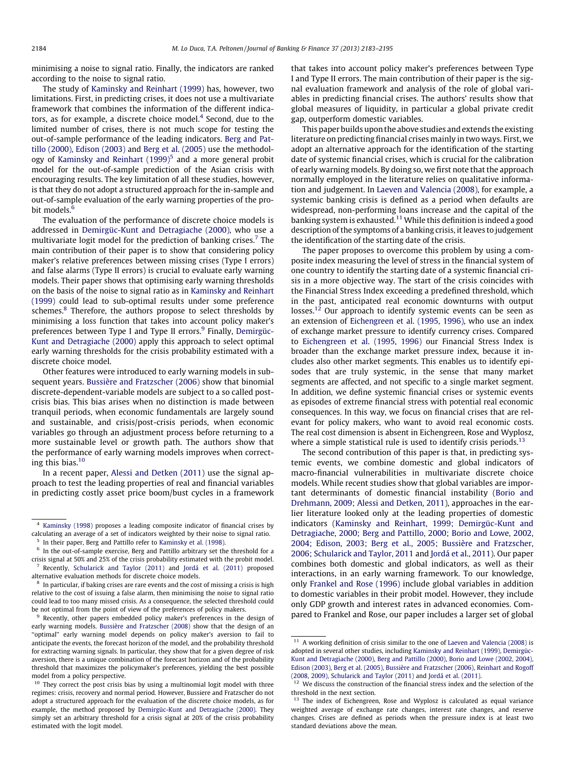minimising a noise to signal ratio. Finally, the indicators are ranked according to the noise to signal ratio.

The study of Kaminsky and Reinhart (1999) has, however, two limitations. First, in predicting crises, it does not use a multivariate framework that combines the information of the different indicators, as for example, a discrete choice model.[4] Second, due to the limited number of crises, there is not much scope for testing the out-of-sample performance of the leading indicators. Berg and Pattillo (2000), Edison (2003) and Berg et al. (2005) use the methodology of Kaminsky and Reinhart (1999)[5] and a more general probit model for the out-of-sample prediction of the Asian crisis with encouraging results. The key limitation of all these studies, however, is that they do not adopt a structured approach for the in-sample and out-of-sample evaluation of the early warning properties of the probit models.[6]

The evaluation of the performance of discrete choice models is addressed in Demirgüc-Kunt and Detragiache (2000), who use a multivariate logit model for the prediction of banking crises.[7] The main contribution of their paper is to show that considering policy maker's relative preferences between missing crises (Type I errors) and false alarms (Type II errors) is crucial to evaluate early warning models. Their paper shows that optimising early warning thresholds on the basis of the noise to signal ratio as in Kaminsky and Reinhart (1999) could lead to sub-optimal results under some preference schemes.[8] Therefore, the authors propose to select thresholds by minimising a loss function that takes into account policy maker's preferences between Type I and Type II errors.[9] Finally, Demirgüc-Kunt and Detragiache (2000) apply this approach to select optimal early warning thresholds for the crisis probability estimated with a discrete choice model.

Other features were introduced to early warning models in subsequent years. Bussière and Fratzscher (2006) show that binomial discrete-dependent-variable models are subject to a so called post-crisis bias. This bias arises when no distinction is made between tranquil periods, when economic fundamentals are largely sound and sustainable, and crisis/post-crisis periods, when economic variables go through an adjustment process before returning to a more sustainable level or growth path. The authors show that the performance of early warning models improves when correcting this bias.[10]

In a recent paper, Alessi and Detken (2011) use the signal approach to test the leading properties of real and financial variables in predicting costly asset price boom/bust cycles in a framework that takes into account policy maker's preferences between Type I and Type II errors. The main contribution of their paper is the signal evaluation framework and analysis of the role of global variables in predicting financial crises. The authors' results show that global measures of liquidity, in particular a global private credit gap, outperform domestic variables.

This paper builds upon the above studies and extends the existing literature on predicting financial crises mainly in two ways. First, we adopt an alternative approach for the identification of the starting date of systemic financial crises, which is crucial for the calibration of early warning models. By doing so, we first note that the approach normally employed in the literature relies on qualitative information and judgement. In Laeven and Valencia (2008), for example, a systemic banking crisis is defined as a period when defaults are widespread, non-performing loans increase and the capital of the banking system is exhausted.[11] While this definition is indeed a good description of the symptoms of a banking crisis, it leaves to judgement the identification of the starting date of the crisis.

The paper proposes to overcome this problem by using a composite index measuring the level of stress in the financial system of one country to identify the starting date of a systemic financial crisis in a more objective way. The start of the crisis coincides with the Financial Stress Index exceeding a predefined threshold, which in the past, anticipated real economic downturns with output losses.[12] Our approach to identify systemic events can be seen as an extension of Eichengreen et al. (1995, 1996), who use an index of exchange market pressure to identify currency crises. Compared to Eichengreen et al. (1995, 1996) our Financial Stress Index is broader than the exchange market pressure index, because it includes also other market segments. This enables us to identify episodes that are truly systemic, in the sense that many market segments are affected, and not specific to a single market segment. In addition, we define systemic financial crises or systemic events as episodes of extreme financial stress with potential real economic consequences. In this way, we focus on financial crises that are relevant for policy makers, who want to avoid real economic costs. The real cost dimension is absent in Eichengreen, Rose and Wyplosz, where a simple statistical rule is used to identify crisis periods.[13]

The second contribution of this paper is that, in predicting systemic events, we combine domestic and global indicators of macro-financial vulnerabilities in multivariate discrete choice models. While recent studies show that global variables are important determinants of domestic financial instability (Borio and Drehmann, 2009; Alessi and Detken, 2011), approaches in the earlier literature looked only at the leading properties of domestic indicators (Kaminsky and Reinhart, 1999; Demirgüc-Kunt and Detragiache, 2000; Berg and Pattillo, 2000; Borio and Lowe, 2002, 2004; Edison, 2003; Berg et al., 2005; Bussière and Fratzscher, 2006; Schularick and Taylor, 2011 and Jordá et al., 2011). Our paper combines both domestic and global indicators, as well as their interactions, in an early warning framework. To our knowledge, only Frankel and Rose (1996) include global variables in addition to domestic variables in their probit model. However, they include only GDP growth and interest rates in advanced economies. Compared to Frankel and Rose, our paper includes a larger set of global

---

[4] Kaminsky (1998) proposes a leading composite indicator of financial crises by calculating an average of a set of indicators weighted by their noise to signal ratio.

[5] In their paper, Berg and Pattillo refer to Kaminsky et al. (1998).

[6] In the out-of-sample exercise, Berg and Pattillo arbitrary set the threshold for a crisis signal at 50% and 25% of the crisis probability estimated with the probit model.

[7] Recently, Schularick and Taylor (2011) and Jordá et al. (2011) proposed alternative evaluation methods for discrete choice models.

[8] In particular, if baking crises are rare events and the cost of missing a crisis is high relative to the cost of issuing a false alarm, then minimising the noise to signal ratio could lead to too many missed crisis. As a consequence, the selected threshold could be not optimal from the point of view of the preferences of policy makers.

[9] Recently, other papers embedded policy maker's preferences in the design of early warning models. Bussière and Fratzscher (2008) show that the design of an "optimal" early warning model depends on policy maker's aversion to fail to anticipate the events, the forecast horizon of the model, and the probability threshold for extracting warning signals. In particular, they show that for a given degree of risk aversion, there is a unique combination of the forecast horizon and of the probability threshold that maximizes the policymaker's preferences, yielding the best possible model from a policy perspective.

[10] They correct the post crisis bias by using a multinomial logit model with three regimes: crisis, recovery and normal period. However, Bussiere and Fratzscher do not adopt a structured approach for the evaluation of the discrete choice models, as for example, the method proposed by Demirgüc-Kunt and Detragiache (2000). They simply set an arbitrary threshold for a crisis signal at 20% of the crisis probability estimated with the logit model.

[11] A working definition of crisis similar to the one of Laeven and Valencia (2008) is adopted in several other studies, including Kaminsky and Reinhart (1999), Demirgüc-Kunt and Detragiache (2000), Berg and Pattillo (2000), Borio and Lowe (2002, 2004), Edison (2003), Berg et al. (2005), Bussière and Fratzscher (2006), Reinhart and Rogoff (2008, 2009), Schularick and Taylor (2011) and Jordá et al. (2011).

[12] We discuss the construction of the financial stress index and the selection of the threshold in the next section.

[13] The index of Eichengreen, Rose and Wyplosz is calculated as equal variance weighted average of exchange rate changes, interest rate changes, and reserve changes. Crises are defined as periods when the pressure index is at least two standard deviations above the mean.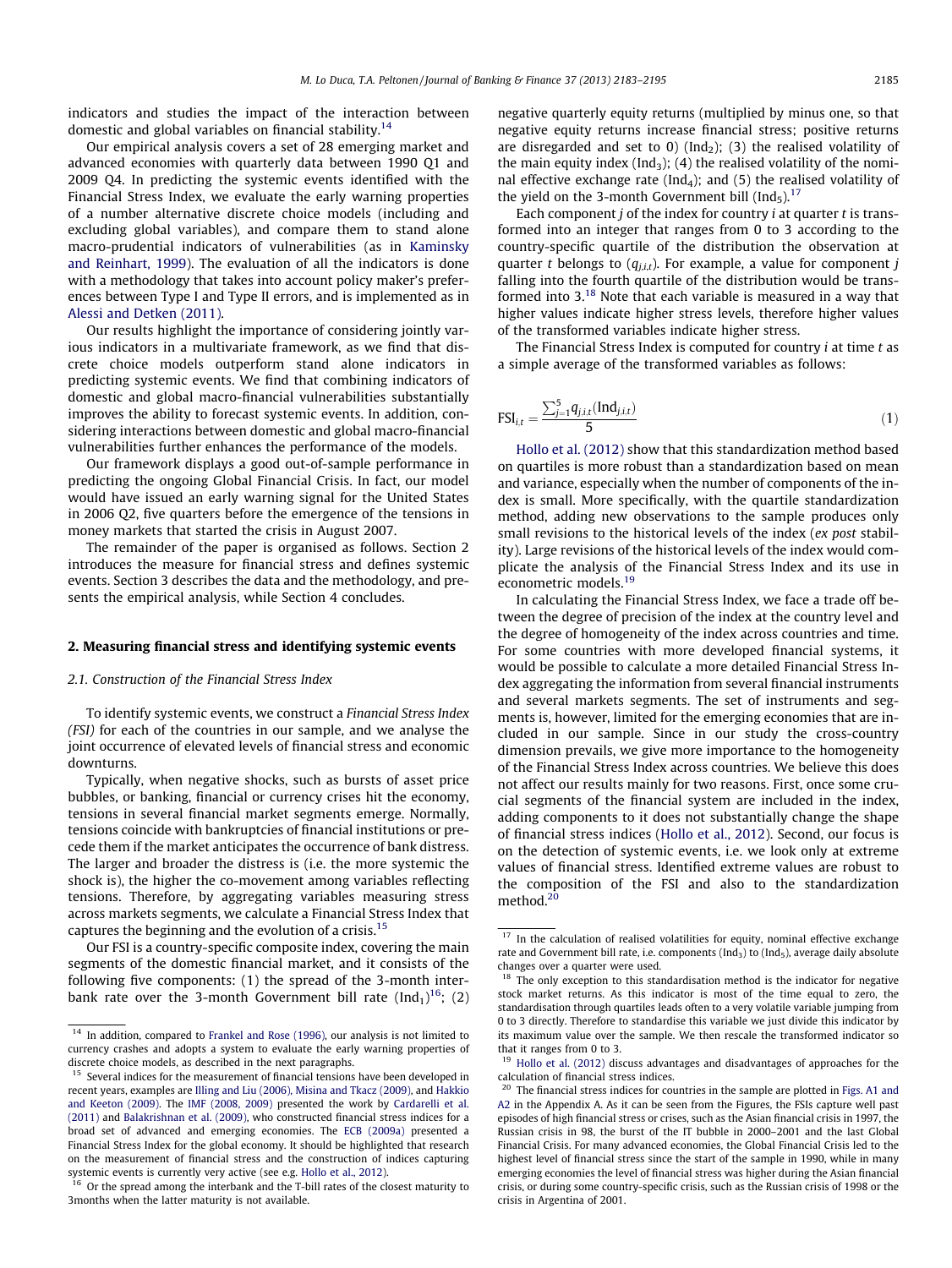indicators and studies the impact of the interaction between domestic and global variables on financial stability.[14]

Our empirical analysis covers a set of 28 emerging market and advanced economies with quarterly data between 1990 Q1 and 2009 Q4. In predicting the systemic events identified with the Financial Stress Index, we evaluate the early warning properties of a number alternative discrete choice models (including and excluding global variables), and compare them to stand alone macro-prudential indicators of vulnerabilities (as in Kaminsky and Reinhart, 1999). The evaluation of all the indicators is done with a methodology that takes into account policy maker's preferences between Type I and Type II errors, and is implemented as in Alessi and Detken (2011).

Our results highlight the importance of considering jointly various indicators in a multivariate framework, as we find that discrete choice models outperform stand alone indicators in predicting systemic events. We find that combining indicators of domestic and global macro-financial vulnerabilities substantially improves the ability to forecast systemic events. In addition, considering interactions between domestic and global macro-financial vulnerabilities further enhances the performance of the models.

Our framework displays a good out-of-sample performance in predicting the ongoing Global Financial Crisis. In fact, our model would have issued an early warning signal for the United States in 2006 Q2, five quarters before the emergence of the tensions in money markets that started the crisis in August 2007.

The remainder of the paper is organised as follows. Section 2 introduces the measure for financial stress and defines systemic events. Section 3 describes the data and the methodology, and presents the empirical analysis, while Section 4 concludes.

## 2. Measuring financial stress and identifying systemic events

### 2.1. Construction of the Financial Stress Index

To identify systemic events, we construct a *Financial Stress Index (FSI)* for each of the countries in our sample, and we analyse the joint occurrence of elevated levels of financial stress and economic downturns.

Typically, when negative shocks, such as bursts of asset price bubbles, or banking, financial or currency crises hit the economy, tensions in several financial market segments emerge. Normally, tensions coincide with bankruptcies of financial institutions or precede them if the market anticipates the occurrence of bank distress. The larger and broader the distress is (i.e. the more systemic the shock is), the higher the co-movement among variables reflecting tensions. Therefore, by aggregating variables measuring stress across markets segments, we calculate a Financial Stress Index that captures the beginning and the evolution of a crisis.[15]

Our FSI is a country-specific composite index, covering the main segments of the domestic financial market, and it consists of the following five components: (1) the spread of the 3-month interbank rate over the 3-month Government bill rate ($\text{Ind}_1$)[16]; (2) negative quarterly equity returns (multiplied by minus one, so that negative equity returns increase financial stress; positive returns are disregarded and set to 0) ($\text{Ind}_2$); (3) the realised volatility of the main equity index ($\text{Ind}_3$); (4) the realised volatility of the nominal effective exchange rate ($\text{Ind}_4$); and (5) the realised volatility of the yield on the 3-month Government bill ($\text{Ind}_5$).[17]

Each component $j$ of the index for country $i$ at quarter $t$ is transformed into an integer that ranges from 0 to 3 according to the country-specific quartile of the distribution the observation at quarter $t$ belongs to ($q_{j,i,t}$). For example, a value for component $j$ falling into the fourth quartile of the distribution would be transformed into 3.[18] Note that each variable is measured in a way that higher values indicate higher stress levels, therefore higher values of the transformed variables indicate higher stress.

The Financial Stress Index is computed for country $i$ at time $t$ as a simple average of the transformed variables as follows:

$$\text{FSI}_{i,t} = \frac{\sum_{j=1}^{5} q_{j,i,t}(\text{Ind}_{j,i,t})}{5} \tag{1}$$

Hollo et al. (2012) show that this standardization method based on quartiles is more robust than a standardization based on mean and variance, especially when the number of components of the index is small. More specifically, with the quartile standardization method, adding new observations to the sample produces only small revisions to the historical levels of the index (*ex post* stability). Large revisions of the historical levels of the index would complicate the analysis of the Financial Stress Index and its use in econometric models.[19]

In calculating the Financial Stress Index, we face a trade off between the degree of precision of the index at the country level and the degree of homogeneity of the index across countries and time. For some countries with more developed financial systems, it would be possible to calculate a more detailed Financial Stress Index aggregating the information from several financial instruments and several markets segments. The set of instruments and segments is, however, limited for the emerging economies that are included in our sample. Since in our study the cross-country dimension prevails, we give more importance to the homogeneity of the Financial Stress Index across countries. We believe this does not affect our results mainly for two reasons. First, once some crucial segments of the financial system are included in the index, adding components to it does not substantially change the shape of financial stress indices (Hollo et al., 2012). Second, our focus is on the detection of systemic events, i.e. we look only at extreme values of financial stress. Identified extreme values are robust to the composition of the FSI and also to the standardization method.[20]

---

[14] In addition, compared to Frankel and Rose (1996), our analysis is not limited to currency crashes and adopts a system to evaluate the early warning properties of discrete choice models, as described in the next paragraphs.

[15] Several indices for the measurement of financial tensions have been developed in recent years, examples are Illing and Liu (2006), Misina and Tkacz (2009), and Hakkio and Keeton (2009). The IMF (2008, 2009) presented the work by Cardarelli et al. (2011) and Balakrishnan et al. (2009), who constructed financial stress indices for a broad set of advanced and emerging economies. The ECB (2009a) presented a Financial Stress Index for the global economy. It should be highlighted that research on the measurement of financial stress and the construction of indices capturing systemic events is currently very active (see e.g. Hollo et al., 2012).

[16] Or the spread among the interbank and the T-bill rates of the closest maturity to 3months when the latter maturity is not available.

[17] In the calculation of realised volatilities for equity, nominal effective exchange rate and Government bill rate, i.e. components ($\text{Ind}_3$) to ($\text{Ind}_5$), average daily absolute changes over a quarter were used.

[18] The only exception to this standardisation method is the indicator for negative stock market returns. As this indicator is most of the time equal to zero, the standardisation through quartiles leads often to a very volatile variable jumping from 0 to 3 directly. Therefore to standardise this variable we just divide this indicator by its maximum value over the sample. We then rescale the transformed indicator so that it ranges from 0 to 3.

[19] Hollo et al. (2012) discuss advantages and disadvantages of approaches for the calculation of financial stress indices.

[20] The financial stress indices for countries in the sample are plotted in Figs. A1 and A2 in the Appendix A. As it can be seen from the Figures, the FSIs capture well past episodes of high financial stress or crises, such as the Asian financial crisis in 1997, the Russian crisis in 98, the burst of the IT bubble in 2000–2001 and the last Global Financial Crisis. For many advanced economies, the Global Financial Crisis led to the highest level of financial stress since the start of the sample in 1990, while in many emerging economies the level of financial stress was higher during the Asian financial crisis, or during some country-specific crisis, such as the Russian crisis of 1998 or the crisis in Argentina of 2001.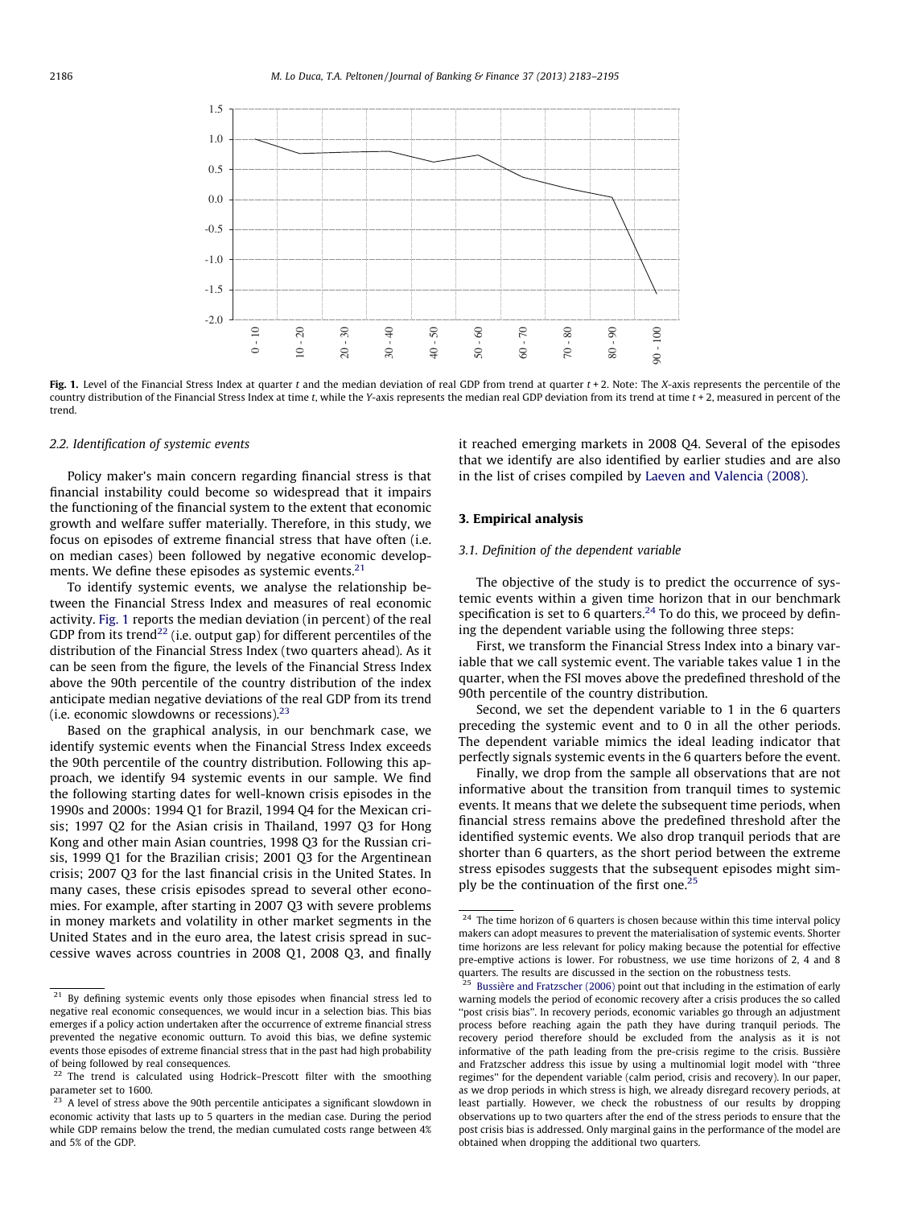Fig. 1. Level of the Financial Stress Index at quarter $t$ and the median deviation of real GDP from trend at quarter $t + 2$. Note: The X-axis represents the percentile of the country distribution of the Financial Stress Index at time $t$, while the Y-axis represents the median real GDP deviation from its trend at time $t + 2$, measured in percent of the trend.

### 2.2. Identification of systemic events

Policy maker's main concern regarding financial stress is that financial instability could become so widespread that it impairs the functioning of the financial system to the extent that economic growth and welfare suffer materially. Therefore, in this study, we focus on episodes of extreme financial stress that have often (i.e. on median cases) been followed by negative economic developments. We define these episodes as systemic events.[21]

To identify systemic events, we analyse the relationship between the Financial Stress Index and measures of real economic activity. Fig. 1 reports the median deviation (in percent) of the real GDP from its trend[22] (i.e. output gap) for different percentiles of the distribution of the Financial Stress Index (two quarters ahead). As it can be seen from the figure, the levels of the Financial Stress Index above the 90th percentile of the country distribution of the index anticipate median negative deviations of the real GDP from its trend (i.e. economic slowdowns or recessions).[23]

Based on the graphical analysis, in our benchmark case, we identify systemic events when the Financial Stress Index exceeds the 90th percentile of the country distribution. Following this approach, we identify 94 systemic events in our sample. We find the following starting dates for well-known crisis episodes in the 1990s and 2000s: 1994 Q1 for Brazil, 1994 Q4 for the Mexican crisis; 1997 Q2 for the Asian crisis in Thailand, 1997 Q3 for Hong Kong and other main Asian countries, 1998 Q3 for the Russian crisis, 1999 Q1 for the Brazilian crisis; 2001 Q3 for the Argentinean crisis; 2007 Q3 for the last financial crisis in the United States. In many cases, these crisis episodes spread to several other economies. For example, after starting in 2007 Q3 with severe problems in money markets and volatility in other market segments in the United States and in the euro area, the latest crisis spread in successive waves across countries in 2008 Q1, 2008 Q3, and finally it reached emerging markets in 2008 Q4. Several of the episodes that we identify are also identified by earlier studies and are also in the list of crises compiled by Laeven and Valencia (2008).

## 3. Empirical analysis

### 3.1. Definition of the dependent variable

The objective of the study is to predict the occurrence of systemic events within a given time horizon that in our benchmark specification is set to 6 quarters.[24] To do this, we proceed by defining the dependent variable using the following three steps:

First, we transform the Financial Stress Index into a binary variable that we call systemic event. The variable takes value 1 in the quarter, when the FSI moves above the predefined threshold of the 90th percentile of the country distribution.

Second, we set the dependent variable to 1 in the 6 quarters preceding the systemic event and to 0 in all the other periods. The dependent variable mimics the ideal leading indicator that perfectly signals systemic events in the 6 quarters before the event.

Finally, we drop from the sample all observations that are not informative about the transition from tranquil times to systemic events. It means that we delete the subsequent time periods, when financial stress remains above the predefined threshold after the identified systemic events. We also drop tranquil periods that are shorter than 6 quarters, as the short period between the extreme stress episodes suggests that the subsequent episodes might simply be the continuation of the first one.[25]

---

[21] By defining systemic events only those episodes when financial stress led to negative real economic consequences, we would incur in a selection bias. This bias emerges if a policy action undertaken after the occurrence of extreme financial stress prevented the negative economic outturn. To avoid this bias, we define systemic events those episodes of extreme financial stress that in the past had high probability of being followed by real consequences.

[22] The trend is calculated using Hodrick–Prescott filter with the smoothing parameter set to 1600.

[23] A level of stress above the 90th percentile anticipates a significant slowdown in economic activity that lasts up to 5 quarters in the median case. During the period while GDP remains below the trend, the median cumulated costs range between 4% and 5% of the GDP.

[24] The time horizon of 6 quarters is chosen because within this time interval policy makers can adopt measures to prevent the materialisation of systemic events. Shorter time horizons are less relevant for policy making because the potential for effective pre-emptive actions is lower. For robustness, we use time horizons of 2, 4 and 8 quarters. The results are discussed in the section on the robustness tests.

[25] Bussière and Fratzscher (2006) point out that including in the estimation of early warning models the period of economic recovery after a crisis produces the so called "post crisis bias". In recovery periods, economic variables go through an adjustment process before reaching again the path they have during tranquil periods. The recovery period therefore should be excluded from the analysis as it is not informative of the path leading from the pre-crisis regime to the crisis. Bussière and Fratzscher address this issue by using a multinomial logit model with "three regimes" for the dependent variable (calm period, crisis and recovery). In our paper, as we drop periods in which stress is high, we already disregard recovery periods, at least partially. However, we check the robustness of our results by dropping observations up to two quarters after the end of the stress periods to ensure that the post crisis bias is addressed. Only marginal gains in the performance of the model are obtained when dropping the additional two quarters.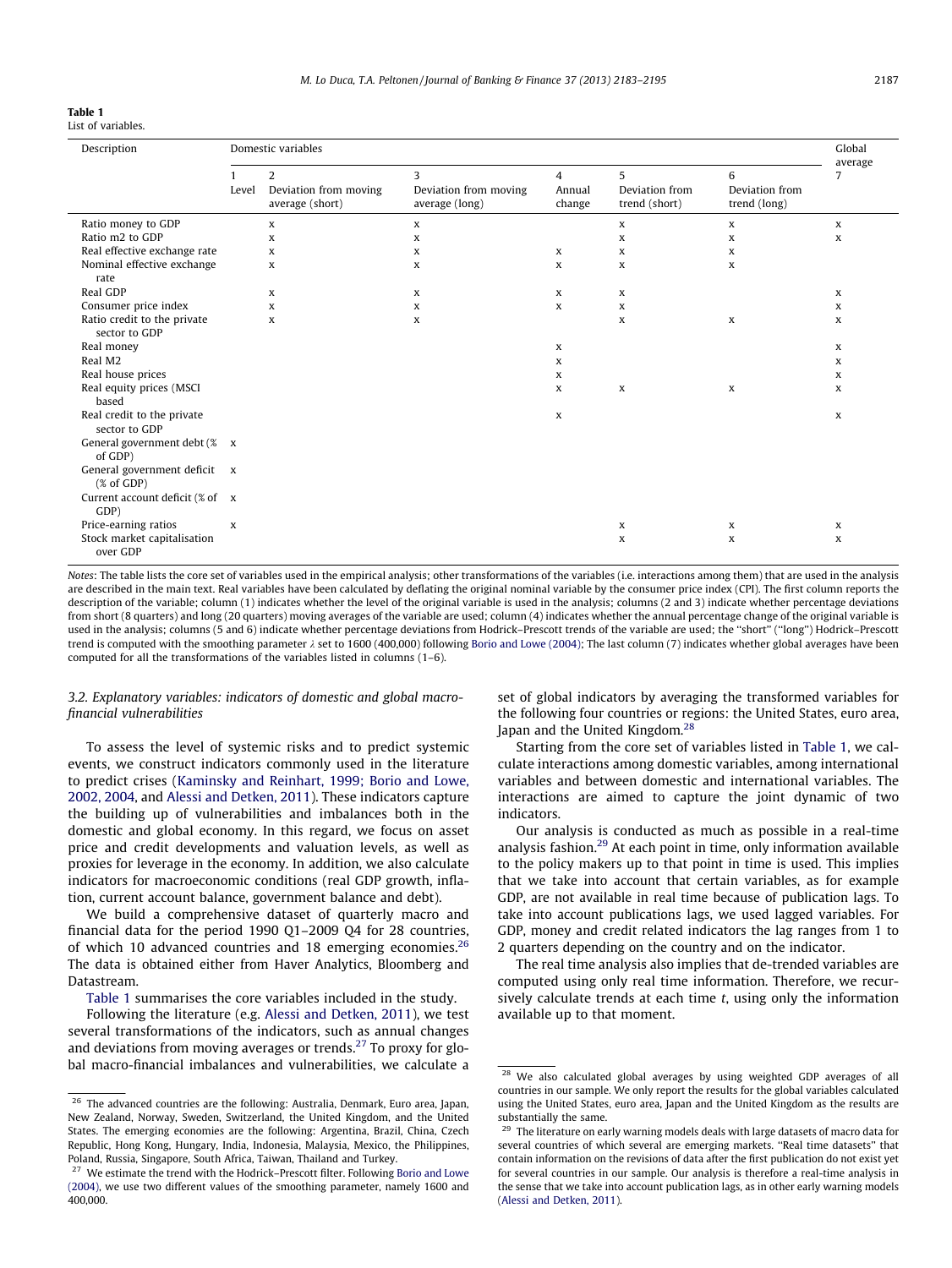**Table 1**
List of variables.

| Description | Domestic variables | | | | | | Global average |
|---|---|---|---|---|---|---|---|
| | 1 Level | 2 Deviation from moving average (short) | 3 Deviation from moving average (long) | 4 Annual change | 5 Deviation from trend (short) | 6 Deviation from trend (long) | 7 |
| Ratio money to GDP | | x | x | | x | x | x |
| Ratio m2 to GDP | | x | x | | x | x | x |
| Real effective exchange rate | | x | x | x | x | x | |
| Nominal effective exchange rate | | x | x | x | x | x | |
| Real GDP | | x | x | x | x | | x |
| Consumer price index | | x | x | x | x | | x |
| Ratio credit to the private sector to GDP | | x | x | | x | x | x |
| Real money | | | | x | | | x |
| Real M2 | | | | x | | | x |
| Real house prices | | | | x | | | x |
| Real equity prices (MSCI based | | | | x | x | x | x |
| Real credit to the private sector to GDP | | | | x | | | x |
| General government debt (% of GDP) | x | | | | | | |
| General government deficit (% of GDP) | x | | | | | | |
| Current account deficit (% of GDP) | x | | | | | | |
| Price-earning ratios | x | | | | x | x | x |
| Stock market capitalisation over GDP | | | | | x | x | x |

*Notes*: The table lists the core set of variables used in the empirical analysis; other transformations of the variables (i.e. interactions among them) that are used in the analysis are described in the main text. Real variables have been calculated by deflating the original nominal variable by the consumer price index (CPI). The first column reports the description of the variable; column (1) indicates whether the level of the original variable is used in the analysis; columns (2 and 3) indicate whether percentage deviations from short (8 quarters) and long (20 quarters) moving averages of the variable are used; column (4) indicates whether the annual percentage change of the original variable is used in the analysis; columns (5 and 6) indicate whether percentage deviations from Hodrick–Prescott trends of the variable are used; the "short" ("long") Hodrick–Prescott trend is computed with the smoothing parameter $\lambda$ set to 1600 (400,000) following Borio and Lowe (2004); The last column (7) indicates whether global averages have been computed for all the transformations of the variables listed in columns (1–6).

### 3.2. Explanatory variables: indicators of domestic and global macro-financial vulnerabilities

To assess the level of systemic risks and to predict systemic events, we construct indicators commonly used in the literature to predict crises (Kaminsky and Reinhart, 1999; Borio and Lowe, 2002, 2004, and Alessi and Detken, 2011). These indicators capture the building up of vulnerabilities and imbalances both in the domestic and global economy. In this regard, we focus on asset price and credit developments and valuation levels, as well as proxies for leverage in the economy. In addition, we also calculate indicators for macroeconomic conditions (real GDP growth, inflation, current account balance, government balance and debt).

We build a comprehensive dataset of quarterly macro and financial data for the period 1990 Q1–2009 Q4 for 28 countries, of which 10 advanced countries and 18 emerging economies.[26] The data is obtained either from Haver Analytics, Bloomberg and Datastream.

Table 1 summarises the core variables included in the study.

Following the literature (e.g. Alessi and Detken, 2011), we test several transformations of the indicators, such as annual changes and deviations from moving averages or trends.[27] To proxy for global macro-financial imbalances and vulnerabilities, we calculate a set of global indicators by averaging the transformed variables for the following four countries or regions: the United States, euro area, Japan and the United Kingdom.[28]

Starting from the core set of variables listed in Table 1, we calculate interactions among domestic variables, among international variables and between domestic and international variables. The interactions are aimed to capture the joint dynamic of two indicators.

Our analysis is conducted as much as possible in a real-time analysis fashion.[29] At each point in time, only information available to the policy makers up to that point in time is used. This implies that we take into account that certain variables, as for example GDP, are not available in real time because of publication lags. To take into account publications lags, we used lagged variables. For GDP, money and credit related indicators the lag ranges from 1 to 2 quarters depending on the country and on the indicator.

The real time analysis also implies that de-trended variables are computed using only real time information. Therefore, we recursively calculate trends at each time $t$, using only the information available up to that moment.

---

[26] The advanced countries are the following: Australia, Denmark, Euro area, Japan, New Zealand, Norway, Sweden, Switzerland, the United Kingdom, and the United States. The emerging economies are the following: Argentina, Brazil, China, Czech Republic, Hong Kong, Hungary, India, Indonesia, Malaysia, Mexico, the Philippines, Poland, Russia, Singapore, South Africa, Taiwan, Thailand and Turkey.

[27] We estimate the trend with the Hodrick–Prescott filter. Following Borio and Lowe (2004), we use two different values of the smoothing parameter, namely 1600 and 400,000.

[28] We also calculated global averages by using weighted GDP averages of all countries in our sample. We only report the results for the global variables calculated using the United States, euro area, Japan and the United Kingdom as the results are substantially the same.

[29] The literature on early warning models deals with large datasets of macro data for several countries of which several are emerging markets. "Real time datasets" that contain information on the revisions of data after the first publication do not exist yet for several countries in our sample. Our analysis is therefore a real-time analysis in the sense that we take into account publication lags, as in other early warning models (Alessi and Detken, 2011).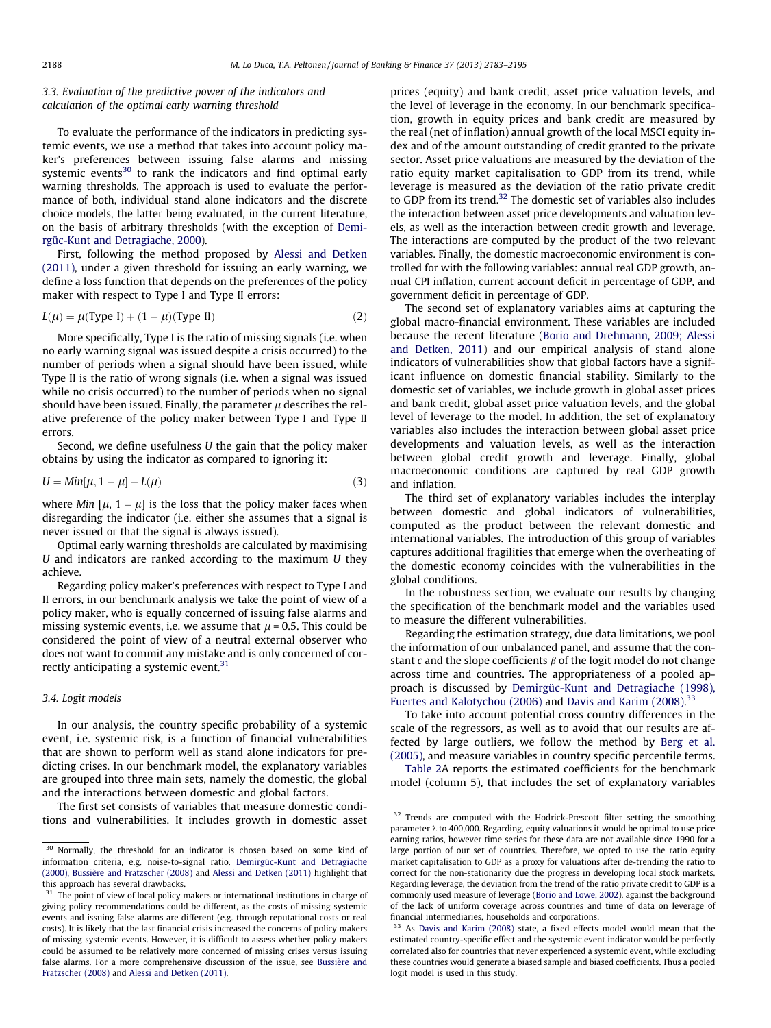### 3.3. Evaluation of the predictive power of the indicators and calculation of the optimal early warning threshold

To evaluate the performance of the indicators in predicting systemic events, we use a method that takes into account policy maker's preferences between issuing false alarms and missing systemic events[30] to rank the indicators and find optimal early warning thresholds. The approach is used to evaluate the performance of both, individual stand alone indicators and the discrete choice models, the latter being evaluated, in the current literature, on the basis of arbitrary thresholds (with the exception of Demirgüc-Kunt and Detragiache, 2000).

First, following the method proposed by Alessi and Detken (2011), under a given threshold for issuing an early warning, we define a loss function that depends on the preferences of the policy maker with respect to Type I and Type II errors:

$$L(\mu) = \mu(\text{Type I}) + (1 - \mu)(\text{Type II}) \tag{2}$$

More specifically, Type I is the ratio of missing signals (i.e. when no early warning signal was issued despite a crisis occurred) to the number of periods when a signal should have been issued, while Type II is the ratio of wrong signals (i.e. when a signal was issued while no crisis occurred) to the number of periods when no signal should have been issued. Finally, the parameter $\mu$ describes the relative preference of the policy maker between Type I and Type II errors.

Second, we define usefulness $U$ the gain that the policy maker obtains by using the indicator as compared to ignoring it:

$$U = Min[\mu, 1 - \mu] - L(\mu) \tag{3}$$

where $Min\ [\mu, 1 - \mu]$ is the loss that the policy maker faces when disregarding the indicator (i.e. either she assumes that a signal is never issued or that the signal is always issued).

Optimal early warning thresholds are calculated by maximising $U$ and indicators are ranked according to the maximum $U$ they achieve.

Regarding policy maker's preferences with respect to Type I and II errors, in our benchmark analysis we take the point of view of a policy maker, who is equally concerned of issuing false alarms and missing systemic events, i.e. we assume that $\mu = 0.5$. This could be considered the point of view of a neutral external observer who does not want to commit any mistake and is only concerned of correctly anticipating a systemic event.[31]

### 3.4. Logit models

In our analysis, the country specific probability of a systemic event, i.e. systemic risk, is a function of financial vulnerabilities that are shown to perform well as stand alone indicators for predicting crises. In our benchmark model, the explanatory variables are grouped into three main sets, namely the domestic, the global and the interactions between domestic and global factors.

The first set consists of variables that measure domestic conditions and vulnerabilities. It includes growth in domestic asset prices (equity) and bank credit, asset price valuation levels, and the level of leverage in the economy. In our benchmark specification, growth in equity prices and bank credit are measured by the real (net of inflation) annual growth of the local MSCI equity index and of the amount outstanding of credit granted to the private sector. Asset price valuations are measured by the deviation of the ratio equity market capitalisation to GDP from its trend, while leverage is measured as the deviation of the ratio private credit to GDP from its trend.[32] The domestic set of variables also includes the interaction between asset price developments and valuation levels, as well as the interaction between credit growth and leverage. The interactions are computed by the product of the two relevant variables. Finally, the domestic macroeconomic environment is controlled for with the following variables: annual real GDP growth, annual CPI inflation, current account deficit in percentage of GDP, and government deficit in percentage of GDP.

The second set of explanatory variables aims at capturing the global macro-financial environment. These variables are included because the recent literature (Borio and Drehmann, 2009; Alessi and Detken, 2011) and our empirical analysis of stand alone indicators of vulnerabilities show that global factors have a significant influence on domestic financial stability. Similarly to the domestic set of variables, we include growth in global asset prices and bank credit, global asset price valuation levels, and the global level of leverage to the model. In addition, the set of explanatory variables also includes the interaction between global asset price developments and valuation levels, as well as the interaction between global credit growth and leverage. Finally, global macroeconomic conditions are captured by real GDP growth and inflation.

The third set of explanatory variables includes the interplay between domestic and global indicators of vulnerabilities, computed as the product between the relevant domestic and international variables. The introduction of this group of variables captures additional fragilities that emerge when the overheating of the domestic economy coincides with the vulnerabilities in the global conditions.

In the robustness section, we evaluate our results by changing the specification of the benchmark model and the variables used to measure the different vulnerabilities.

Regarding the estimation strategy, due data limitations, we pool the information of our unbalanced panel, and assume that the constant $c$ and the slope coefficients $\beta$ of the logit model do not change across time and countries. The appropriateness of a pooled approach is discussed by Demirgüc-Kunt and Detragiache (1998), Fuertes and Kalotychou (2006) and Davis and Karim (2008).[33]

To take into account potential cross country differences in the scale of the regressors, as well as to avoid that our results are affected by large outliers, we follow the method by Berg et al. (2005), and measure variables in country specific percentile terms.

Table 2A reports the estimated coefficients for the benchmark model (column 5), that includes the set of explanatory variables

---

[30] Normally, the threshold for an indicator is chosen based on some kind of information criteria, e.g. noise-to-signal ratio. Demirgüc-Kunt and Detragiache (2000), Bussière and Fratzscher (2008) and Alessi and Detken (2011) highlight that this approach has several drawbacks.

[31] The point of view of local policy makers or international institutions in charge of giving policy recommendations could be different, as the costs of missing systemic events and issuing false alarms are different (e.g. through reputational costs or real costs). It is likely that the last financial crisis increased the concerns of policy makers of missing systemic events. However, it is difficult to assess whether policy makers could be assumed to be relatively more concerned of missing crises versus issuing false alarms. For a more comprehensive discussion of the issue, see Bussière and Fratzscher (2008) and Alessi and Detken (2011).

[32] Trends are computed with the Hodrick-Prescott filter setting the smoothing parameter λ to 400,000. Regarding, equity valuations it would be optimal to use price earning ratios, however time series for these data are not available since 1990 for a large portion of our set of countries. Therefore, we opted to use the ratio equity market capitalisation to GDP as a proxy for valuations after de-trending the ratio to correct for the non-stationarity due the progress in developing local stock markets. Regarding leverage, the deviation from the trend of the ratio private credit to GDP is a commonly used measure of leverage (Borio and Lowe, 2002), against the background of the lack of uniform coverage across countries and time of data on leverage of financial intermediaries, households and corporations.

[33] As Davis and Karim (2008) state, a fixed effects model would mean that the estimated country-specific effect and the systemic event indicator would be perfectly correlated also for countries that never experienced a systemic event, while excluding these countries would generate a biased sample and biased coefficients. Thus a pooled logit model is used in this study.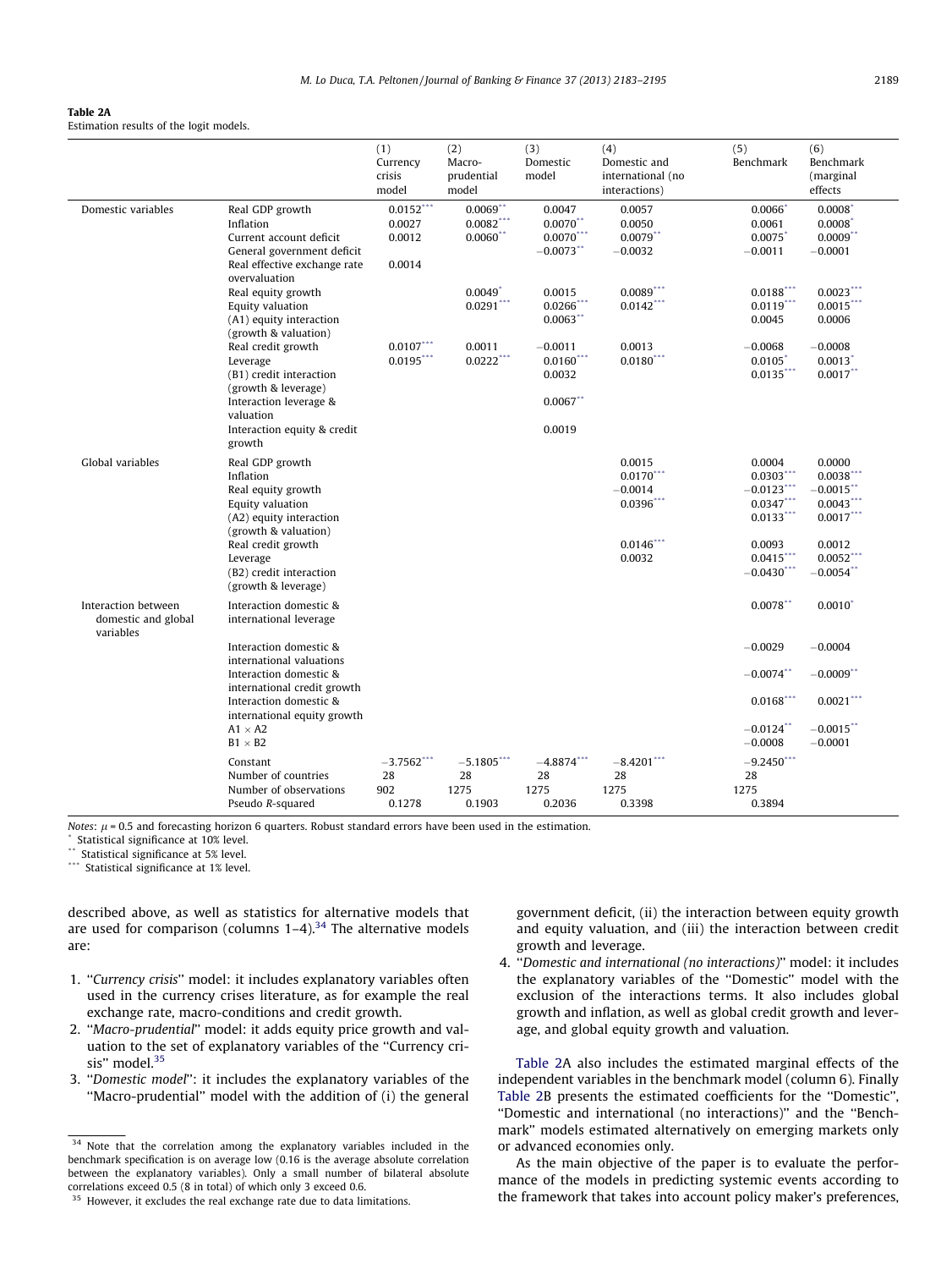**Table 2A**
Estimation results of the logit models.

| | | (1) Currency crisis model | (2) Macro-prudential model | (3) Domestic model | (4) Domestic and international (no interactions) | (5) Benchmark | (6) Benchmark (marginal effects |
|---|---|---|---|---|---|---|---|
| Domestic variables | Real GDP growth | 0.0152*** | 0.0069** | 0.0047 | 0.0057 | 0.0066* | 0.0008* |
| | Inflation | 0.0027 | 0.0082*** | 0.0070** | 0.0050 | 0.0061 | 0.0008* |
| | Current account deficit | 0.0012 | 0.0060** | 0.0070*** | 0.0079** | 0.0075* | 0.0009** |
| | General government deficit | | | −0.0073** | −0.0032 | −0.0011 | −0.0001 |
| | Real effective exchange rate overvaluation | 0.0014 | | | | | |
| | Real equity growth | | 0.0049* | 0.0015 | 0.0089*** | 0.0188*** | 0.0023*** |
| | Equity valuation | | 0.0291*** | 0.0266*** | 0.0142*** | 0.0119*** | 0.0015*** |
| | (A1) equity interaction (growth & valuation) | | | 0.0063** | | 0.0045 | 0.0006 |
| | Real credit growth | 0.0107*** | 0.0011 | −0.0011 | 0.0013 | −0.0068 | −0.0008 |
| | Leverage | 0.0195*** | 0.0222*** | 0.0160*** | 0.0180*** | 0.0105* | 0.0013* |
| | (B1) credit interaction (growth & leverage) | | | 0.0032 | | 0.0135*** | 0.0017** |
| | Interaction leverage & valuation | | | 0.0067** | | | |
| | Interaction equity & credit growth | | | 0.0019 | | | |
| Global variables | Real GDP growth | | | | 0.0015 | 0.0004 | 0.0000 |
| | Inflation | | | | 0.0170*** | 0.0303*** | 0.0038*** |
| | Real equity growth | | | | −0.0014 | −0.0123*** | −0.0015** |
| | Equity valuation | | | | 0.0396*** | 0.0347*** | 0.0043*** |
| | (A2) equity interaction (growth & valuation) | | | | | 0.0133*** | 0.0017*** |
| | Real credit growth | | | | 0.0146*** | 0.0093 | 0.0012 |
| | Leverage | | | | 0.0032 | 0.0415*** | 0.0052*** |
| | (B2) credit interaction (growth & leverage) | | | | | −0.0430*** | −0.0054** |
| Interaction between domestic and global variables | Interaction domestic & international leverage | | | | | 0.0078** | 0.0010* |
| | Interaction domestic & international valuations | | | | | −0.0029 | −0.0004 |
| | Interaction domestic & international credit growth | | | | | −0.0074** | −0.0009** |
| | Interaction domestic & international equity growth | | | | | 0.0168*** | 0.0021*** |
| | A1 × A2 | | | | | −0.0124** | −0.0015** |
| | B1 × B2 | | | | | −0.0008 | −0.0001 |
| | Constant | −3.7562*** | −5.1805*** | −4.8874*** | −8.4201*** | −9.2450*** | |
| | Number of countries | 28 | 28 | 28 | 28 | 28 | |
| | Number of observations | 902 | 1275 | 1275 | 1275 | 1275 | |
| | Pseudo R-squared | 0.1278 | 0.1903 | 0.2036 | 0.3398 | 0.3894 | |

*Notes*: $\mu = 0.5$ and forecasting horizon 6 quarters. Robust standard errors have been used in the estimation.
\* Statistical significance at 10% level.
\*\* Statistical significance at 5% level.
\*\*\* Statistical significance at 1% level.

described above, as well as statistics for alternative models that are used for comparison (columns 1–4).[34] The alternative models are:

1. "*Currency crisis*" model: it includes explanatory variables often used in the currency crises literature, as for example the real exchange rate, macro-conditions and credit growth.
2. "*Macro-prudential*" model: it adds equity price growth and valuation to the set of explanatory variables of the "Currency crisis" model.[35]
3. "*Domestic model*": it includes the explanatory variables of the "Macro-prudential" model with the addition of (i) the general government deficit, (ii) the interaction between equity growth and equity valuation, and (iii) the interaction between credit growth and leverage.
4. "*Domestic and international (no interactions)*" model: it includes the explanatory variables of the "Domestic" model with the exclusion of the interactions terms. It also includes global growth and inflation, as well as global credit growth and leverage, and global equity growth and valuation.

Table 2A also includes the estimated marginal effects of the independent variables in the benchmark model (column 6). Finally Table 2B presents the estimated coefficients for the "Domestic", "Domestic and international (no interactions)" and the "Benchmark" models estimated alternatively on emerging markets only or advanced economies only.

As the main objective of the paper is to evaluate the performance of the models in predicting systemic events according to the framework that takes into account policy maker's preferences,

---

[34] Note that the correlation among the explanatory variables included in the benchmark specification is on average low (0.16 is the average absolute correlation between the explanatory variables). Only a small number of bilateral absolute correlations exceed 0.5 (8 in total) of which only 3 exceed 0.6.

[35] However, it excludes the real exchange rate due to data limitations.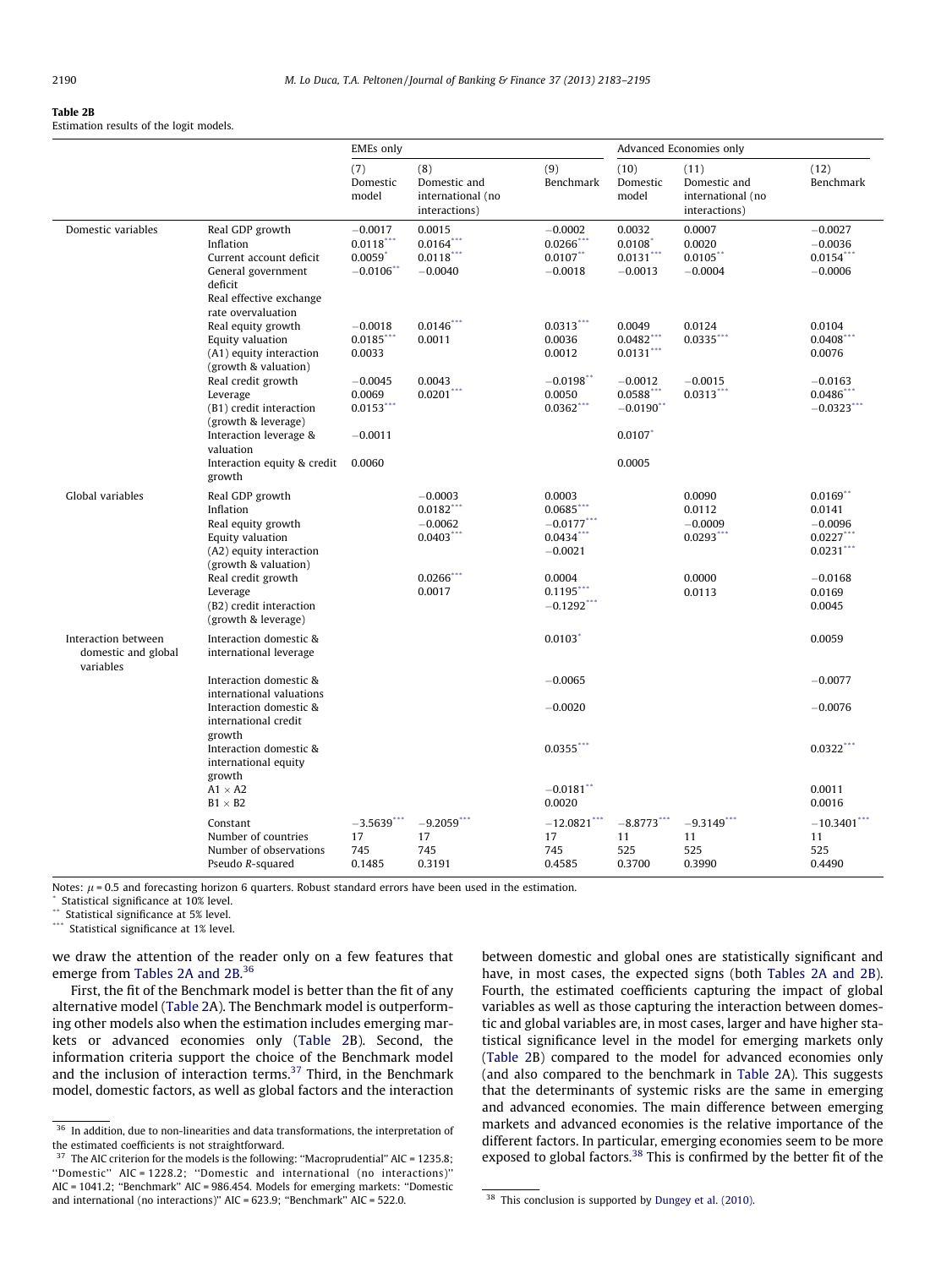**Table 2B**
Estimation results of the logit models.

| | | EMEs only | | | Advanced Economies only | | |
|---|---|---|---|---|---|---|---|
| | | (7) Domestic model | (8) Domestic and international (no interactions) | (9) Benchmark | (10) Domestic model | (11) Domestic and international (no interactions) | (12) Benchmark |
| Domestic variables | Real GDP growth | −0.0017 | 0.0015 | −0.0002 | 0.0032 | 0.0007 | −0.0027 |
| | Inflation | 0.0118*** | 0.0164*** | 0.0266*** | 0.0108* | 0.0020 | −0.0036 |
| | Current account deficit | 0.0059* | 0.0118*** | 0.0107** | 0.0131*** | 0.0105** | 0.0154*** |
| | General government deficit | −0.0106** | −0.0040 | −0.0018 | −0.0013 | −0.0004 | −0.0006 |
| | Real effective exchange rate overvaluation | | | | | | |
| | Real equity growth | −0.0018 | 0.0146*** | 0.0313*** | 0.0049 | 0.0124 | 0.0104 |
| | Equity valuation | 0.0185*** | 0.0011 | 0.0036 | 0.0482*** | 0.0335*** | 0.0408*** |
| | (A1) equity interaction (growth & valuation) | 0.0033 | | 0.0012 | 0.0131*** | | 0.0076 |
| | Real credit growth | −0.0045 | 0.0043 | −0.0198** | −0.0012 | −0.0015 | −0.0163 |
| | Leverage | 0.0069 | 0.0201*** | 0.0050 | 0.0588*** | 0.0313*** | 0.0486*** |
| | (B1) credit interaction (growth & leverage) | 0.0153*** | | 0.0362*** | −0.0190** | | −0.0323*** |
| | Interaction leverage & valuation | −0.0011 | | | 0.0107* | | |
| | Interaction equity & credit growth | 0.0060 | | | 0.0005 | | |
| Global variables | Real GDP growth | | −0.0003 | 0.0003 | | 0.0090 | 0.0169** |
| | Inflation | | 0.0182*** | 0.0685*** | | 0.0112 | 0.0141 |
| | Real equity growth | | −0.0062 | −0.0177*** | | −0.0009 | −0.0096 |
| | Equity valuation | | 0.0403*** | 0.0434*** | | 0.0293*** | 0.0227*** |
| | (A2) equity interaction (growth & valuation) | | | −0.0021 | | | 0.0231*** |
| | Real credit growth | | 0.0266*** | 0.0004 | | 0.0000 | −0.0168 |
| | Leverage | | 0.0017 | 0.1195*** | | 0.0113 | 0.0169 |
| | (B2) credit interaction (growth & leverage) | | | −0.1292*** | | | 0.0045 |
| Interaction between domestic and global variables | Interaction domestic & international leverage | | | 0.0103* | | | 0.0059 |
| | Interaction domestic & international valuations | | | −0.0065 | | | −0.0077 |
| | Interaction domestic & international credit growth | | | −0.0020 | | | −0.0076 |
| | Interaction domestic & international equity growth | | | 0.0355*** | | | 0.0322*** |
| | A1 × A2 | | | −0.0181** | | | 0.0011 |
| | B1 × B2 | | | 0.0020 | | | 0.0016 |
| | Constant | −3.5639*** | −9.2059*** | −12.0821*** | −8.8773*** | −9.3149*** | −10.3401*** |
| | Number of countries | 17 | 17 | 17 | 11 | 11 | 11 |
| | Number of observations | 745 | 745 | 745 | 525 | 525 | 525 |
| | Pseudo R-squared | 0.1485 | 0.3191 | 0.4585 | 0.3700 | 0.3990 | 0.4490 |

Notes: $\mu$ = 0.5 and forecasting horizon 6 quarters. Robust standard errors have been used in the estimation.
\* Statistical significance at 10% level.
\*\* Statistical significance at 5% level.
\*\*\* Statistical significance at 1% level.

we draw the attention of the reader only on a few features that emerge from Tables 2A and 2B.[36]

First, the fit of the Benchmark model is better than the fit of any alternative model (Table 2A). The Benchmark model is outperforming other models also when the estimation includes emerging markets or advanced economies only (Table 2B). Second, the information criteria support the choice of the Benchmark model and the inclusion of interaction terms.[37] Third, in the Benchmark model, domestic factors, as well as global factors and the interaction between domestic and global ones are statistically significant and have, in most cases, the expected signs (both Tables 2A and 2B). Fourth, the estimated coefficients capturing the impact of global variables as well as those capturing the interaction between domestic and global variables are, in most cases, larger and have higher statistical significance level in the model for emerging markets only (Table 2B) compared to the model for advanced economies only (and also compared to the benchmark in Table 2A). This suggests that the determinants of systemic risks are the same in emerging and advanced economies. The main difference between emerging markets and advanced economies is the relative importance of the different factors. In particular, emerging economies seem to be more exposed to global factors.[38] This is confirmed by the better fit of the

[36] In addition, due to non-linearities and data transformations, the interpretation of the estimated coefficients is not straightforward.

[37] The AIC criterion for the models is the following: "Macroprudential" AIC = 1235.8; "Domestic" AIC = 1228.2; "Domestic and international (no interactions)" AIC = 1041.2; "Benchmark" AIC = 986.454. Models for emerging markets: "Domestic and international (no interactions)" AIC = 623.9; "Benchmark" AIC = 522.0.

[38] This conclusion is supported by Dungey et al. (2010).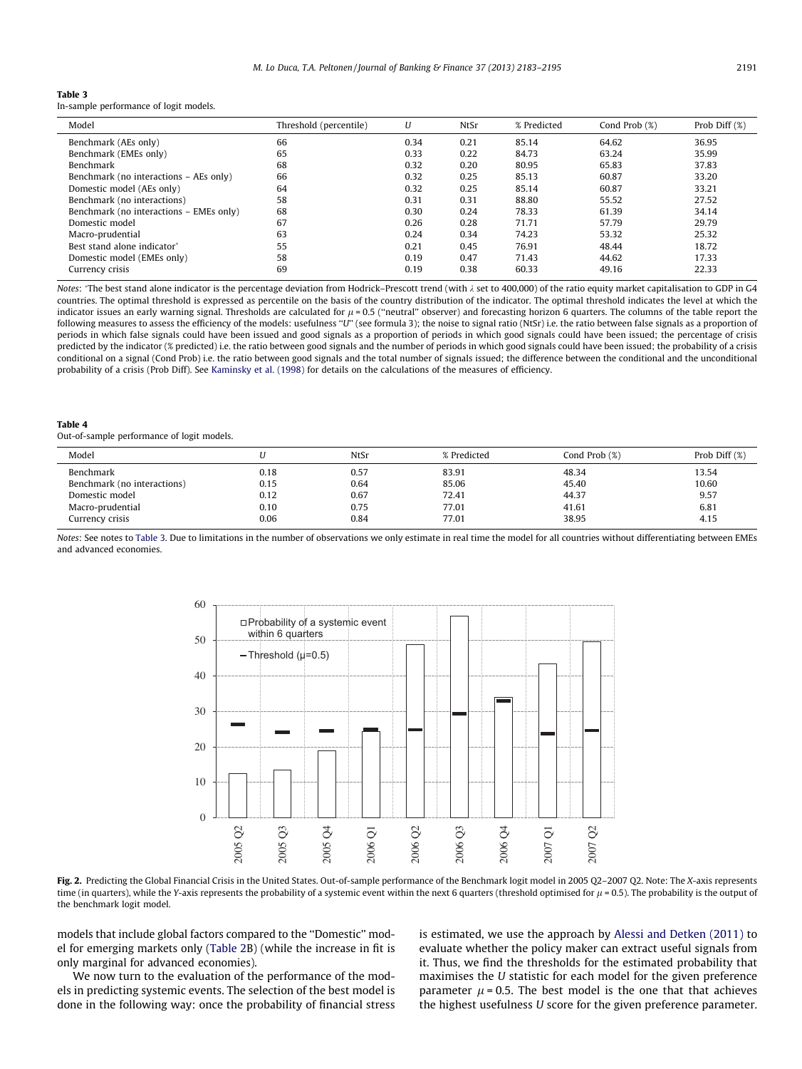**Table 3**
In-sample performance of logit models.

| Model | Threshold (percentile) | U | NtSr | % Predicted | Cond Prob (%) | Prob Diff (%) |
|---|---|---|---|---|---|---|
| Benchmark (AEs only) | 66 | 0.34 | 0.21 | 85.14 | 64.62 | 36.95 |
| Benchmark (EMEs only) | 65 | 0.33 | 0.22 | 84.73 | 63.24 | 35.99 |
| Benchmark | 68 | 0.32 | 0.20 | 80.95 | 65.83 | 37.83 |
| Benchmark (no interactions – AEs only) | 66 | 0.32 | 0.25 | 85.13 | 60.87 | 33.20 |
| Domestic model (AEs only) | 64 | 0.32 | 0.25 | 85.14 | 60.87 | 33.21 |
| Benchmark (no interactions) | 58 | 0.31 | 0.31 | 88.80 | 55.52 | 27.52 |
| Benchmark (no interactions – EMEs only) | 68 | 0.30 | 0.24 | 78.33 | 61.39 | 34.14 |
| Domestic model | 67 | 0.26 | 0.28 | 71.71 | 57.79 | 29.79 |
| Macro-prudential | 63 | 0.24 | 0.34 | 74.23 | 53.32 | 25.32 |
| Best stand alone indicator* | 55 | 0.21 | 0.45 | 76.91 | 48.44 | 18.72 |
| Domestic model (EMEs only) | 58 | 0.19 | 0.47 | 71.43 | 44.62 | 17.33 |
| Currency crisis | 69 | 0.19 | 0.38 | 60.33 | 49.16 | 22.33 |

*Notes*: *The best stand alone indicator is the percentage deviation from Hodrick–Prescott trend (with $\lambda$ set to 400,000) of the ratio equity market capitalisation to GDP in G4 countries. The optimal threshold is expressed as percentile on the basis of the country distribution of the indicator. The optimal threshold indicates the level at which the indicator issues an early warning signal. Thresholds are calculated for $\mu = 0.5$ ("neutral" observer) and forecasting horizon 6 quarters. The columns of the table report the following measures to assess the efficiency of the models: usefulness "U" (see formula 3); the noise to signal ratio (NtSr) i.e. the ratio between false signals as a proportion of periods in which false signals could have been issued and good signals as a proportion of periods in which good signals could have been issued; the percentage of crisis predicted by the indicator (% predicted) i.e. the ratio between good signals and the number of periods in which good signals could have been issued; the probability of a crisis conditional on a signal (Cond Prob) i.e. the ratio between good signals and the total number of signals issued; the difference between the conditional and the unconditional probability of a crisis (Prob Diff). See Kaminsky et al. (1998) for details on the calculations of the measures of efficiency.

**Table 4**
Out-of-sample performance of logit models.

| Model | U | NtSr | % Predicted | Cond Prob (%) | Prob Diff (%) |
|---|---|---|---|---|---|
| Benchmark | 0.18 | 0.57 | 83.91 | 48.34 | 13.54 |
| Benchmark (no interactions) | 0.15 | 0.64 | 85.06 | 45.40 | 10.60 |
| Domestic model | 0.12 | 0.67 | 72.41 | 44.37 | 9.57 |
| Macro-prudential | 0.10 | 0.75 | 77.01 | 41.61 | 6.81 |
| Currency crisis | 0.06 | 0.84 | 77.01 | 38.95 | 4.15 |

*Notes*: See notes to Table 3. Due to limitations in the number of observations we only estimate in real time the model for all countries without differentiating between EMEs and advanced economies.

**Fig. 2.** Predicting the Global Financial Crisis in the United States. Out-of-sample performance of the Benchmark logit model in 2005 Q2–2007 Q2. Note: The X-axis represents time (in quarters), while the Y-axis represents the probability of a systemic event within the next 6 quarters (threshold optimised for $\mu = 0.5$). The probability is the output of the benchmark logit model.

models that include global factors compared to the "Domestic" model for emerging markets only (Table 2B) (while the increase in fit is only marginal for advanced economies).

We now turn to the evaluation of the performance of the models in predicting systemic events. The selection of the best model is done in the following way: once the probability of financial stress is estimated, we use the approach by Alessi and Detken (2011) to evaluate whether the policy maker can extract useful signals from it. Thus, we find the thresholds for the estimated probability that maximises the U statistic for each model for the given preference parameter $\mu = 0.5$. The best model is the one that that achieves the highest usefulness U score for the given preference parameter.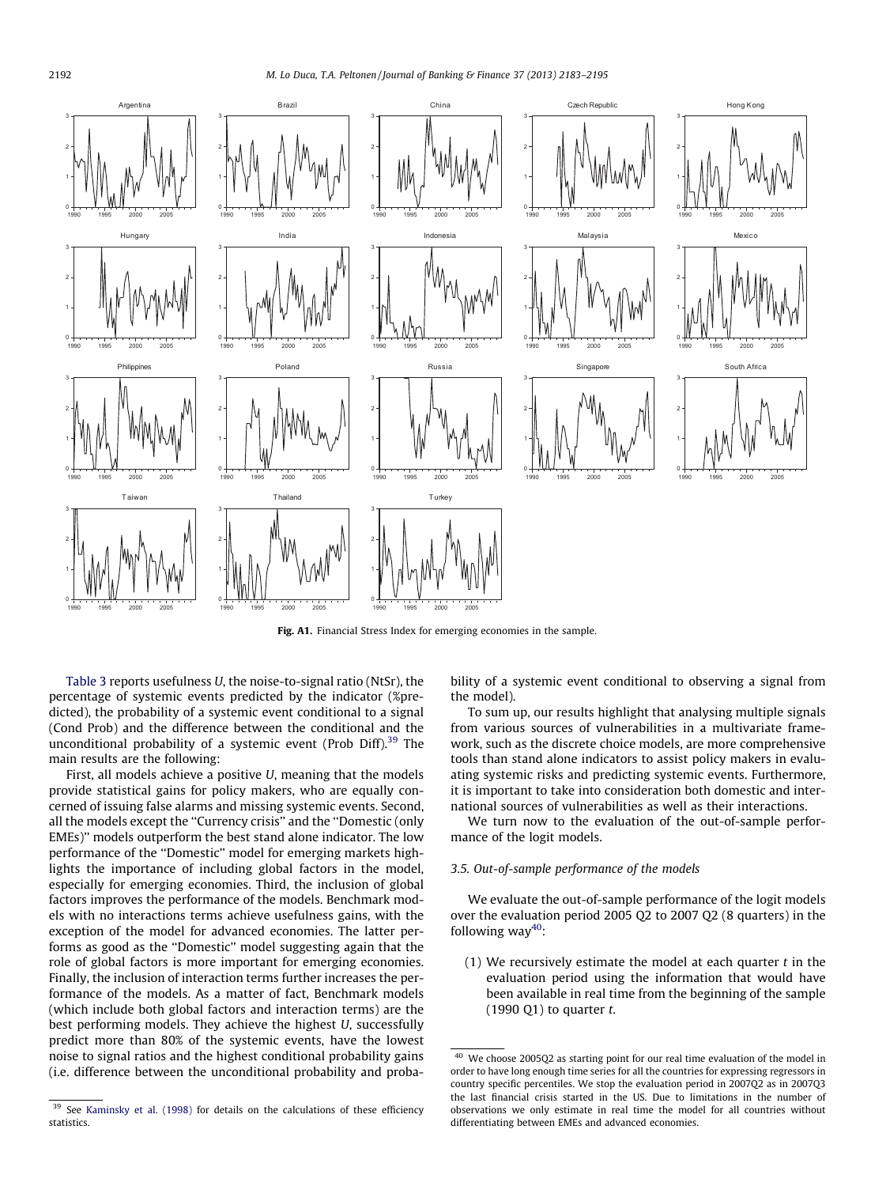Argentina

Brazil

China

Czech Republic

Hong Kong

Hungary

India

Indonesia

Malaysia

Mexico

Philippines

Poland

Russia

Singapore

South Africa

Taiwan

Thailand

Turkey

0 1 2 3

1990 1995 2000 2005

**Fig. A1.** Financial Stress Index for emerging economies in the sample.

Table 3 reports usefulness *U*, the noise-to-signal ratio (NtSr), the percentage of systemic events predicted by the indicator (%predicted), the probability of a systemic event conditional to a signal (Cond Prob) and the difference between the conditional and the unconditional probability of a systemic event (Prob Diff).[39] The main results are the following:

First, all models achieve a positive *U*, meaning that the models provide statistical gains for policy makers, who are equally concerned of issuing false alarms and missing systemic events. Second, all the models except the ''Currency crisis'' and the ''Domestic (only EMEs)'' models outperform the best stand alone indicator. The low performance of the ''Domestic'' model for emerging markets highlights the importance of including global factors in the model, especially for emerging economies. Third, the inclusion of global factors improves the performance of the models. Benchmark models with no interactions terms achieve usefulness gains, with the exception of the model for advanced economies. The latter performs as good as the ''Domestic'' model suggesting again that the role of global factors is more important for emerging economies. Finally, the inclusion of interaction terms further increases the performance of the models. As a matter of fact, Benchmark models (which include both global factors and interaction terms) are the best performing models. They achieve the highest *U*, successfully predict more than 80% of the systemic events, have the lowest noise to signal ratios and the highest conditional probability gains (i.e. difference between the unconditional probability and probability of a systemic event conditional to observing a signal from the model).

To sum up, our results highlight that analysing multiple signals from various sources of vulnerabilities in a multivariate framework, such as the discrete choice models, are more comprehensive tools than stand alone indicators to assist policy makers in evaluating systemic risks and predicting systemic events. Furthermore, it is important to take into consideration both domestic and international sources of vulnerabilities as well as their interactions.

We turn now to the evaluation of the out-of-sample performance of the logit models.

### 3.5. Out-of-sample performance of the models

We evaluate the out-of-sample performance of the logit models over the evaluation period 2005 Q2 to 2007 Q2 (8 quarters) in the following way[40]:

(1) We recursively estimate the model at each quarter *t* in the evaluation period using the information that would have been available in real time from the beginning of the sample (1990 Q1) to quarter *t*.

[39] See Kaminsky et al. (1998) for details on the calculations of these efficiency statistics.

[40] We choose 2005Q2 as starting point for our real time evaluation of the model in order to have long enough time series for all the countries for expressing regressors in country specific percentiles. We stop the evaluation period in 2007Q2 as in 2007Q3 the last financial crisis started in the US. Due to limitations in the number of observations we only estimate in real time the model for all countries without differentiating between EMEs and advanced economies.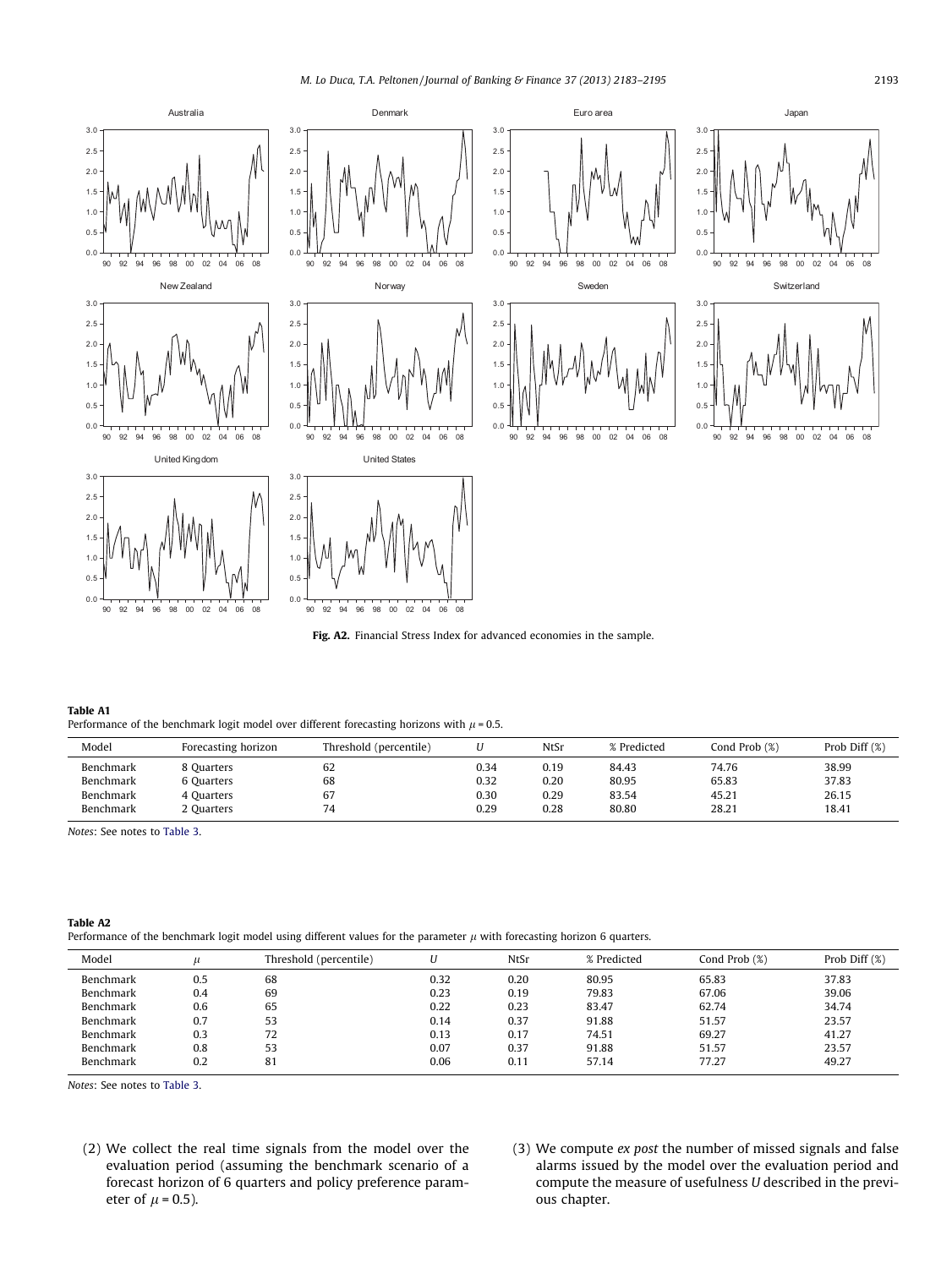Fig. A2. Financial Stress Index for advanced economies in the sample.

**Table A1**
Performance of the benchmark logit model over different forecasting horizons with $\mu = 0.5$.

| Model | Forecasting horizon | Threshold (percentile) | $U$ | NtSr | % Predicted | Cond Prob (%) | Prob Diff (%) |
|---|---|---|---|---|---|---|---|
| Benchmark | 8 Quarters | 62 | 0.34 | 0.19 | 84.43 | 74.76 | 38.99 |
| Benchmark | 6 Quarters | 68 | 0.32 | 0.20 | 80.95 | 65.83 | 37.83 |
| Benchmark | 4 Quarters | 67 | 0.30 | 0.29 | 83.54 | 45.21 | 26.15 |
| Benchmark | 2 Quarters | 74 | 0.29 | 0.28 | 80.80 | 28.21 | 18.41 |

*Notes*: See notes to Table 3.

**Table A2**
Performance of the benchmark logit model using different values for the parameter $\mu$ with forecasting horizon 6 quarters.

| Model | $\mu$ | Threshold (percentile) | $U$ | NtSr | % Predicted | Cond Prob (%) | Prob Diff (%) |
|---|---|---|---|---|---|---|---|
| Benchmark | 0.5 | 68 | 0.32 | 0.20 | 80.95 | 65.83 | 37.83 |
| Benchmark | 0.4 | 69 | 0.23 | 0.19 | 79.83 | 67.06 | 39.06 |
| Benchmark | 0.6 | 65 | 0.22 | 0.23 | 83.47 | 62.74 | 34.74 |
| Benchmark | 0.7 | 53 | 0.14 | 0.37 | 91.88 | 51.57 | 23.57 |
| Benchmark | 0.3 | 72 | 0.13 | 0.17 | 74.51 | 69.27 | 41.27 |
| Benchmark | 0.8 | 53 | 0.07 | 0.37 | 91.88 | 51.57 | 23.57 |
| Benchmark | 0.2 | 81 | 0.06 | 0.11 | 57.14 | 77.27 | 49.27 |

*Notes*: See notes to Table 3.

(2) We collect the real time signals from the model over the evaluation period (assuming the benchmark scenario of a forecast horizon of 6 quarters and policy preference parameter of $\mu = 0.5$).

(3) We compute *ex post* the number of missed signals and false alarms issued by the model over the evaluation period and compute the measure of usefulness $U$ described in the previous chapter.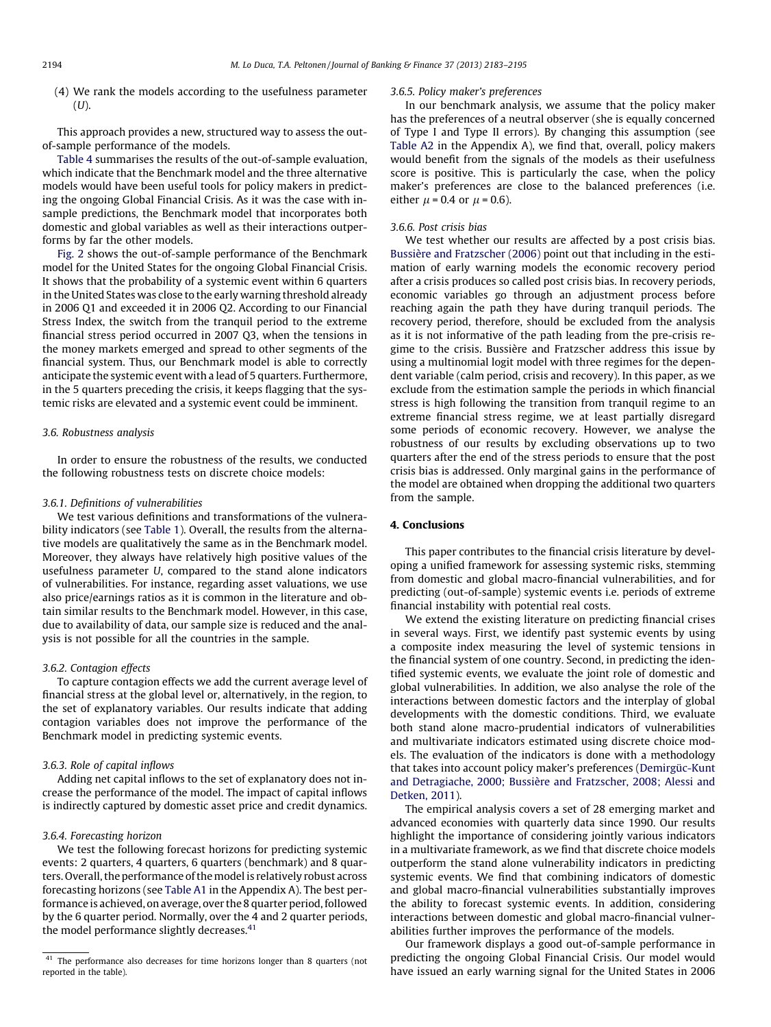(4) We rank the models according to the usefulness parameter ($U$).

This approach provides a new, structured way to assess the out-of-sample performance of the models.

Table 4 summarises the results of the out-of-sample evaluation, which indicate that the Benchmark model and the three alternative models would have been useful tools for policy makers in predicting the ongoing Global Financial Crisis. As it was the case with in-sample predictions, the Benchmark model that incorporates both domestic and global variables as well as their interactions outperforms by far the other models.

Fig. 2 shows the out-of-sample performance of the Benchmark model for the United States for the ongoing Global Financial Crisis. It shows that the probability of a systemic event within 6 quarters in the United States was close to the early warning threshold already in 2006 Q1 and exceeded it in 2006 Q2. According to our Financial Stress Index, the switch from the tranquil period to the extreme financial stress period occurred in 2007 Q3, when the tensions in the money markets emerged and spread to other segments of the financial system. Thus, our Benchmark model is able to correctly anticipate the systemic event with a lead of 5 quarters. Furthermore, in the 5 quarters preceding the crisis, it keeps flagging that the systemic risks are elevated and a systemic event could be imminent.

### 3.6. Robustness analysis

In order to ensure the robustness of the results, we conducted the following robustness tests on discrete choice models:

#### 3.6.1. Definitions of vulnerabilities

We test various definitions and transformations of the vulnerability indicators (see Table 1). Overall, the results from the alternative models are qualitatively the same as in the Benchmark model. Moreover, they always have relatively high positive values of the usefulness parameter $U$, compared to the stand alone indicators of vulnerabilities. For instance, regarding asset valuations, we use also price/earnings ratios as it is common in the literature and obtain similar results to the Benchmark model. However, in this case, due to availability of data, our sample size is reduced and the analysis is not possible for all the countries in the sample.

#### 3.6.2. Contagion effects

To capture contagion effects we add the current average level of financial stress at the global level or, alternatively, in the region, to the set of explanatory variables. Our results indicate that adding contagion variables does not improve the performance of the Benchmark model in predicting systemic events.

#### 3.6.3. Role of capital inflows

Adding net capital inflows to the set of explanatory does not increase the performance of the model. The impact of capital inflows is indirectly captured by domestic asset price and credit dynamics.

#### 3.6.4. Forecasting horizon

We test the following forecast horizons for predicting systemic events: 2 quarters, 4 quarters, 6 quarters (benchmark) and 8 quarters. Overall, the performance of the model is relatively robust across forecasting horizons (see Table A1 in the Appendix A). The best performance is achieved, on average, over the 8 quarter period, followed by the 6 quarter period. Normally, over the 4 and 2 quarter periods, the model performance slightly decreases.[41]

#### 3.6.5. Policy maker's preferences

In our benchmark analysis, we assume that the policy maker has the preferences of a neutral observer (she is equally concerned of Type I and Type II errors). By changing this assumption (see Table A2 in the Appendix A), we find that, overall, policy makers would benefit from the signals of the models as their usefulness score is positive. This is particularly the case, when the policy maker's preferences are close to the balanced preferences (i.e. either $\mu = 0.4$ or $\mu = 0.6$).

#### 3.6.6. Post crisis bias

We test whether our results are affected by a post crisis bias. Bussière and Fratzscher (2006) point out that including in the estimation of early warning models the economic recovery period after a crisis produces so called post crisis bias. In recovery periods, economic variables go through an adjustment process before reaching again the path they have during tranquil periods. The recovery period, therefore, should be excluded from the analysis as it is not informative of the path leading from the pre-crisis regime to the crisis. Bussière and Fratzscher address this issue by using a multinomial logit model with three regimes for the dependent variable (calm period, crisis and recovery). In this paper, as we exclude from the estimation sample the periods in which financial stress is high following the transition from tranquil regime to an extreme financial stress regime, we at least partially disregard some periods of economic recovery. However, we analyse the robustness of our results by excluding observations up to two quarters after the end of the stress periods to ensure that the post crisis bias is addressed. Only marginal gains in the performance of the model are obtained when dropping the additional two quarters from the sample.

## 4. Conclusions

This paper contributes to the financial crisis literature by developing a unified framework for assessing systemic risks, stemming from domestic and global macro-financial vulnerabilities, and for predicting (out-of-sample) systemic events i.e. periods of extreme financial instability with potential real costs.

We extend the existing literature on predicting financial crises in several ways. First, we identify past systemic events by using a composite index measuring the level of systemic tensions in the financial system of one country. Second, in predicting the identified systemic events, we evaluate the joint role of domestic and global vulnerabilities. In addition, we also analyse the role of the interactions between domestic factors and the interplay of global developments with the domestic conditions. Third, we evaluate both stand alone macro-prudential indicators of vulnerabilities and multivariate indicators estimated using discrete choice models. The evaluation of the indicators is done with a methodology that takes into account policy maker's preferences (Demirgüc-Kunt and Detragiache, 2000; Bussière and Fratzscher, 2008; Alessi and Detken, 2011).

The empirical analysis covers a set of 28 emerging market and advanced economies with quarterly data since 1990. Our results highlight the importance of considering jointly various indicators in a multivariate framework, as we find that discrete choice models outperform the stand alone vulnerability indicators in predicting systemic events. We find that combining indicators of domestic and global macro-financial vulnerabilities substantially improves the ability to forecast systemic events. In addition, considering interactions between domestic and global macro-financial vulnerabilities further improves the performance of the models.

Our framework displays a good out-of-sample performance in predicting the ongoing Global Financial Crisis. Our model would have issued an early warning signal for the United States in 2006

[41] The performance also decreases for time horizons longer than 8 quarters (not reported in the table).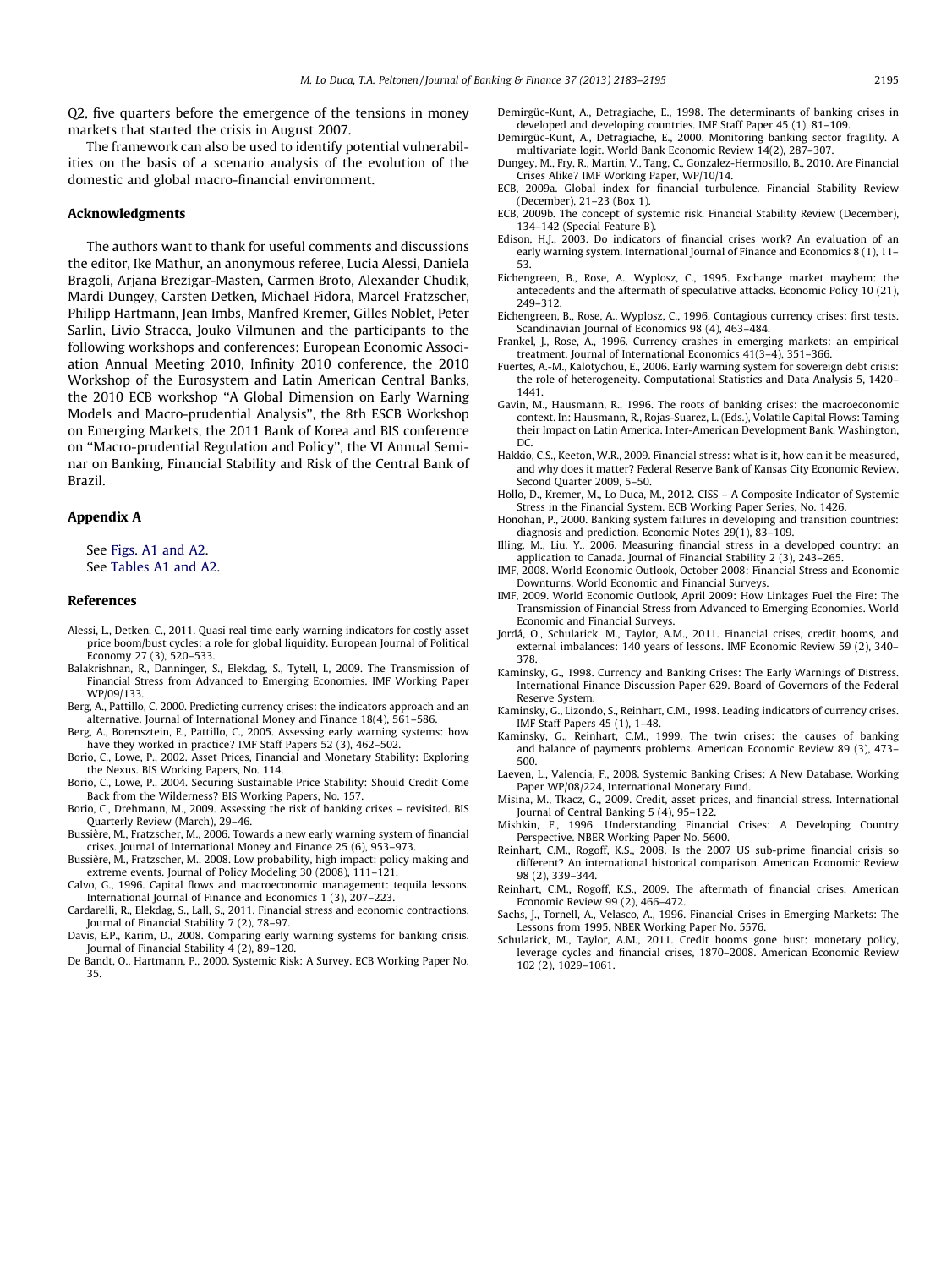Q2, five quarters before the emergence of the tensions in money markets that started the crisis in August 2007.

The framework can also be used to identify potential vulnerabilities on the basis of a scenario analysis of the evolution of the domestic and global macro-financial environment.

## Acknowledgments

The authors want to thank for useful comments and discussions the editor, Ike Mathur, an anonymous referee, Lucia Alessi, Daniela Bragoli, Arjana Brezigar-Masten, Carmen Broto, Alexander Chudik, Mardi Dungey, Carsten Detken, Michael Fidora, Marcel Fratzscher, Philipp Hartmann, Jean Imbs, Manfred Kremer, Gilles Noblet, Peter Sarlin, Livio Stracca, Jouko Vilmunen and the participants to the following workshops and conferences: European Economic Association Annual Meeting 2010, Infinity 2010 conference, the 2010 Workshop of the Eurosystem and Latin American Central Banks, the 2010 ECB workshop "A Global Dimension on Early Warning Models and Macro-prudential Analysis", the 8th ESCB Workshop on Emerging Markets, the 2011 Bank of Korea and BIS conference on "Macro-prudential Regulation and Policy", the VI Annual Seminar on Banking, Financial Stability and Risk of the Central Bank of Brazil.

## Appendix A

See Figs. A1 and A2.
See Tables A1 and A2.

## References

Alessi, L., Detken, C., 2011. Quasi real time early warning indicators for costly asset price boom/bust cycles: a role for global liquidity. European Journal of Political Economy 27 (3), 520–533.

Balakrishnan, R., Danninger, S., Elekdag, S., Tytell, I., 2009. The Transmission of Financial Stress from Advanced to Emerging Economies. IMF Working Paper WP/09/133.

Berg, A., Pattillo, C. 2000. Predicting currency crises: the indicators approach and an alternative. Journal of International Money and Finance 18(4), 561–586.

Berg, A., Borensztein, E., Pattillo, C., 2005. Assessing early warning systems: how have they worked in practice? IMF Staff Papers 52 (3), 462–502.

Borio, C., Lowe, P., 2002. Asset Prices, Financial and Monetary Stability: Exploring the Nexus. BIS Working Papers, No. 114.

Borio, C., Lowe, P., 2004. Securing Sustainable Price Stability: Should Credit Come Back from the Wilderness? BIS Working Papers, No. 157.

Borio, C., Drehmann, M., 2009. Assessing the risk of banking crises – revisited. BIS Quarterly Review (March), 29–46.

Bussière, M., Fratzscher, M., 2006. Towards a new early warning system of financial crises. Journal of International Money and Finance 25 (6), 953–973.

Bussière, M., Fratzscher, M., 2008. Low probability, high impact: policy making and extreme events. Journal of Policy Modeling 30 (2008), 111–121.

Calvo, G., 1996. Capital flows and macroeconomic management: tequila lessons. International Journal of Finance and Economics 1 (3), 207–223.

Cardarelli, R., Elekdag, S., Lall, S., 2011. Financial stress and economic contractions. Journal of Financial Stability 7 (2), 78–97.

Davis, E.P., Karim, D., 2008. Comparing early warning systems for banking crisis. Journal of Financial Stability 4 (2), 89–120.

De Bandt, O., Hartmann, P., 2000. Systemic Risk: A Survey. ECB Working Paper No. 35.

Demirgüc-Kunt, A., Detragiache, E., 1998. The determinants of banking crises in developed and developing countries. IMF Staff Paper 45 (1), 81–109.

Demirgüc-Kunt, A., Detragiache, E., 2000. Monitoring banking sector fragility. A multivariate logit. World Bank Economic Review 14(2), 287–307.

Dungey, M., Fry, R., Martin, V., Tang, C., Gonzalez-Hermosillo, B., 2010. Are Financial Crises Alike? IMF Working Paper, WP/10/14.

ECB, 2009a. Global index for financial turbulence. Financial Stability Review (December), 21–23 (Box 1).

ECB, 2009b. The concept of systemic risk. Financial Stability Review (December), 134–142 (Special Feature B).

Edison, H.J., 2003. Do indicators of financial crises work? An evaluation of an early warning system. International Journal of Finance and Economics 8 (1), 11–53.

Eichengreen, B., Rose, A., Wyplosz, C., 1995. Exchange market mayhem: the antecedents and the aftermath of speculative attacks. Economic Policy 10 (21), 249–312.

Eichengreen, B., Rose, A., Wyplosz, C., 1996. Contagious currency crises: first tests. Scandinavian Journal of Economics 98 (4), 463–484.

Frankel, J., Rose, A., 1996. Currency crashes in emerging markets: an empirical treatment. Journal of International Economics 41(3–4), 351–366.

Fuertes, A.-M., Kalotychou, E., 2006. Early warning system for sovereign debt crisis: the role of heterogeneity. Computational Statistics and Data Analysis 5, 1420–1441.

Gavin, M., Hausmann, R., 1996. The roots of banking crises: the macroeconomic context. In: Hausmann, R., Rojas-Suarez, L. (Eds.), Volatile Capital Flows: Taming their Impact on Latin America. Inter-American Development Bank, Washington, DC.

Hakkio, C.S., Keeton, W.R., 2009. Financial stress: what is it, how can it be measured, and why does it matter? Federal Reserve Bank of Kansas City Economic Review, Second Quarter 2009, 5–50.

Hollo, D., Kremer, M., Lo Duca, M., 2012. CISS – A Composite Indicator of Systemic Stress in the Financial System. ECB Working Paper Series, No. 1426.

Honohan, P., 2000. Banking system failures in developing and transition countries: diagnosis and prediction. Economic Notes 29(1), 83–109.

Illing, M., Liu, Y., 2006. Measuring financial stress in a developed country: an application to Canada. Journal of Financial Stability 2 (3), 243–265.

IMF, 2008. World Economic Outlook, October 2008: Financial Stress and Economic Downturns. World Economic and Financial Surveys.

IMF, 2009. World Economic Outlook, April 2009: How Linkages Fuel the Fire: The Transmission of Financial Stress from Advanced to Emerging Economies. World Economic and Financial Surveys.

Jordá, O., Schularick, M., Taylor, A.M., 2011. Financial crises, credit booms, and external imbalances: 140 years of lessons. IMF Economic Review 59 (2), 340–378.

Kaminsky, G., 1998. Currency and Banking Crises: The Early Warnings of Distress. International Finance Discussion Paper 629. Board of Governors of the Federal Reserve System.

Kaminsky, G., Lizondo, S., Reinhart, C.M., 1998. Leading indicators of currency crises. IMF Staff Papers 45 (1), 1–48.

Kaminsky, G., Reinhart, C.M., 1999. The twin crises: the causes of banking and balance of payments problems. American Economic Review 89 (3), 473–500.

Laeven, L., Valencia, F., 2008. Systemic Banking Crises: A New Database. Working Paper WP/08/224, International Monetary Fund.

Misina, M., Tkacz, G., 2009. Credit, asset prices, and financial stress. International Journal of Central Banking 5 (4), 95–122.

Mishkin, F., 1996. Understanding Financial Crises: A Developing Country Perspective. NBER Working Paper No. 5600.

Reinhart, C.M., Rogoff, K.S., 2008. Is the 2007 US sub-prime financial crisis so different? An international historical comparison. American Economic Review 98 (2), 339–344.

Reinhart, C.M., Rogoff, K.S., 2009. The aftermath of financial crises. American Economic Review 99 (2), 466–472.

Sachs, J., Tornell, A., Velasco, A., 1996. Financial Crises in Emerging Markets: The Lessons from 1995. NBER Working Paper No. 5576.

Schularick, M., Taylor, A.M., 2011. Credit booms gone bust: monetary policy, leverage cycles and financial crises, 1870–2008. American Economic Review 102 (2), 1029–1061.